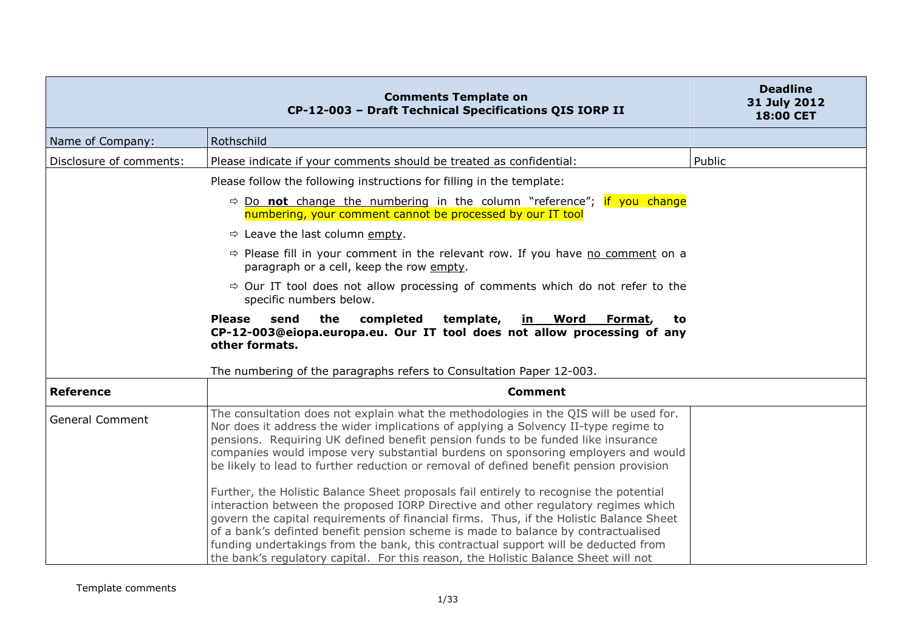| **Comments Template on CP-12-003 – Draft Technical Specifications QIS IORP II** | | **Deadline 31 July 2012 18:00 CET** |
|---|---|---|
| Name of Company: | Rothschild | |
| Disclosure of comments: | Please indicate if your comments should be treated as confidential: | Public |
| | Please follow the following instructions for filling in the template:<br><br>⇨ Do **not** change the numbering in the column "reference"; if you change numbering, your comment cannot be processed by our IT tool<br><br>⇨ Leave the last column empty.<br><br>⇨ Please fill in your comment in the relevant row. If you have no comment on a paragraph or a cell, keep the row empty.<br><br>⇨ Our IT tool does not allow processing of comments which do not refer to the specific numbers below.<br><br>**Please send the completed template, in Word Format, to CP-12-003@eiopa.europa.eu. Our IT tool does not allow processing of any other formats.**<br><br>The numbering of the paragraphs refers to Consultation Paper 12-003. | |
| **Reference** | **Comment** | |
| General Comment | The consultation does not explain what the methodologies in the QIS will be used for. Nor does it address the wider implications of applying a Solvency II-type regime to pensions. Requiring UK defined benefit pension funds to be funded like insurance companies would impose very substantial burdens on sponsoring employers and would be likely to lead to further reduction or removal of defined benefit pension provision<br><br>Further, the Holistic Balance Sheet proposals fail entirely to recognise the potential interaction between the proposed IORP Directive and other regulatory regimes which govern the capital requirements of financial firms. Thus, if the Holistic Balance Sheet of a bank's definted benefit pension scheme is made to balance by contractualised funding undertakings from the bank, this contractual support will be deducted from the bank's regulatory capital. For this reason, the Holistic Balance Sheet will not | |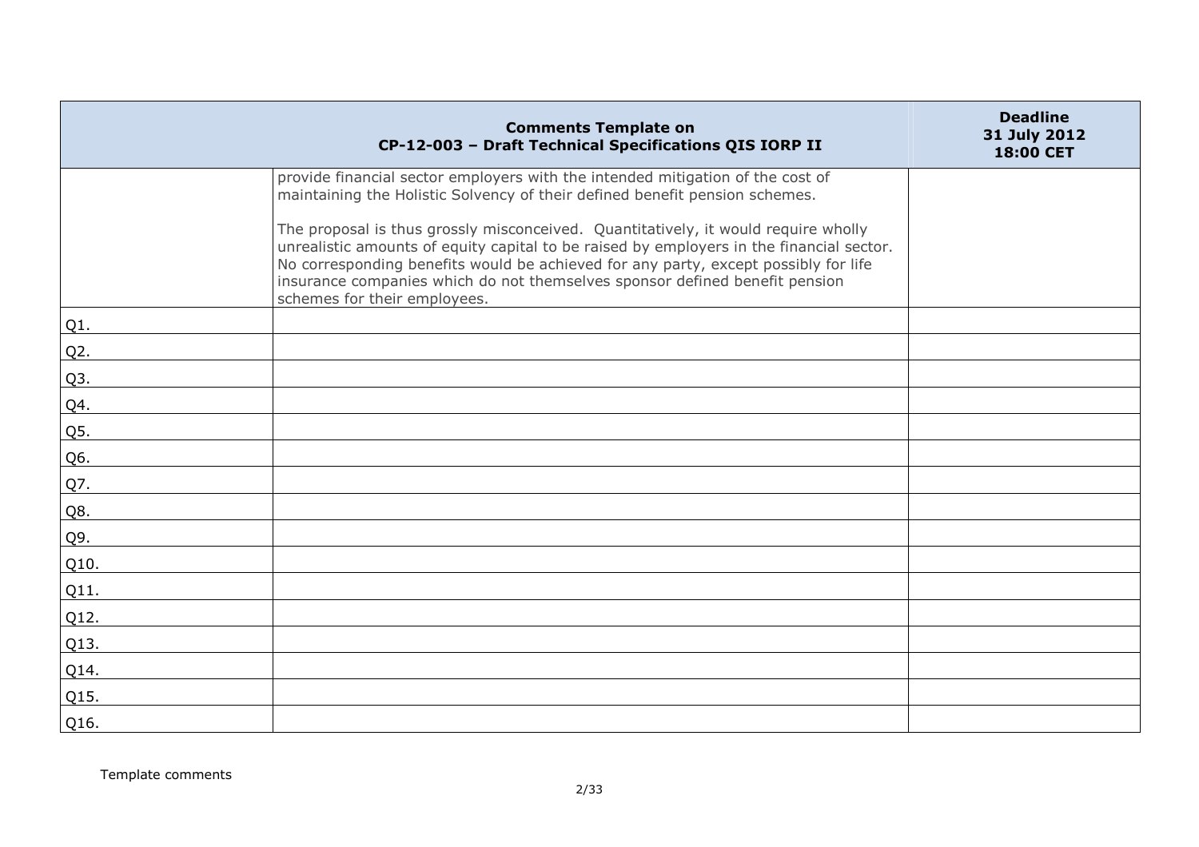| Comments Template on CP-12-003 – Draft Technical Specifications QIS IORP II | | Deadline 31 July 2012 18:00 CET |
|---|---|---|
| | provide financial sector employers with the intended mitigation of the cost of maintaining the Holistic Solvency of their defined benefit pension schemes.<br><br>The proposal is thus grossly misconceived. Quantitatively, it would require wholly unrealistic amounts of equity capital to be raised by employers in the financial sector. No corresponding benefits would be achieved for any party, except possibly for life insurance companies which do not themselves sponsor defined benefit pension schemes for their employees. | |
| Q1. | | |
| Q2. | | |
| Q3. | | |
| Q4. | | |
| Q5. | | |
| Q6. | | |
| Q7. | | |
| Q8. | | |
| Q9. | | |
| Q10. | | |
| Q11. | | |
| Q12. | | |
| Q13. | | |
| Q14. | | |
| Q15. | | |
| Q16. | | |

Template comments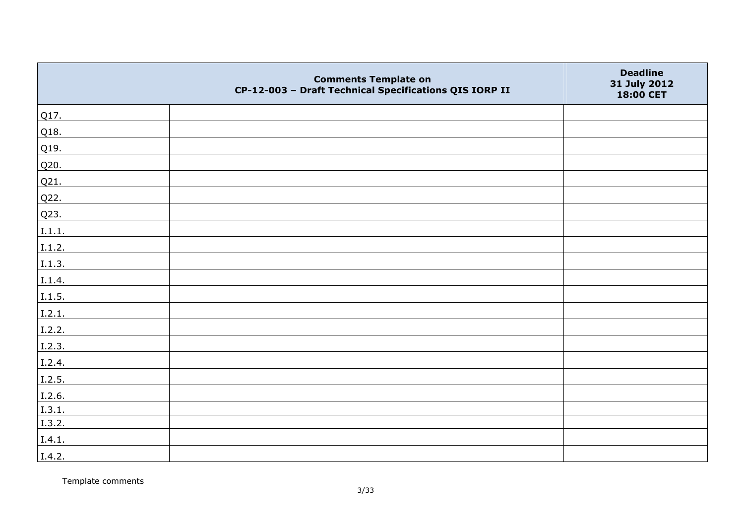| | Comments Template on CP-12-003 – Draft Technical Specifications QIS IORP II | Deadline 31 July 2012 18:00 CET |
|---|---|---|
| Q17. | | |
| Q18. | | |
| Q19. | | |
| Q20. | | |
| Q21. | | |
| Q22. | | |
| Q23. | | |
| I.1.1. | | |
| I.1.2. | | |
| I.1.3. | | |
| I.1.4. | | |
| I.1.5. | | |
| I.2.1. | | |
| I.2.2. | | |
| I.2.3. | | |
| I.2.4. | | |
| I.2.5. | | |
| I.2.6. | | |
| I.3.1. | | |
| I.3.2. | | |
| I.4.1. | | |
| I.4.2. | | |

Template comments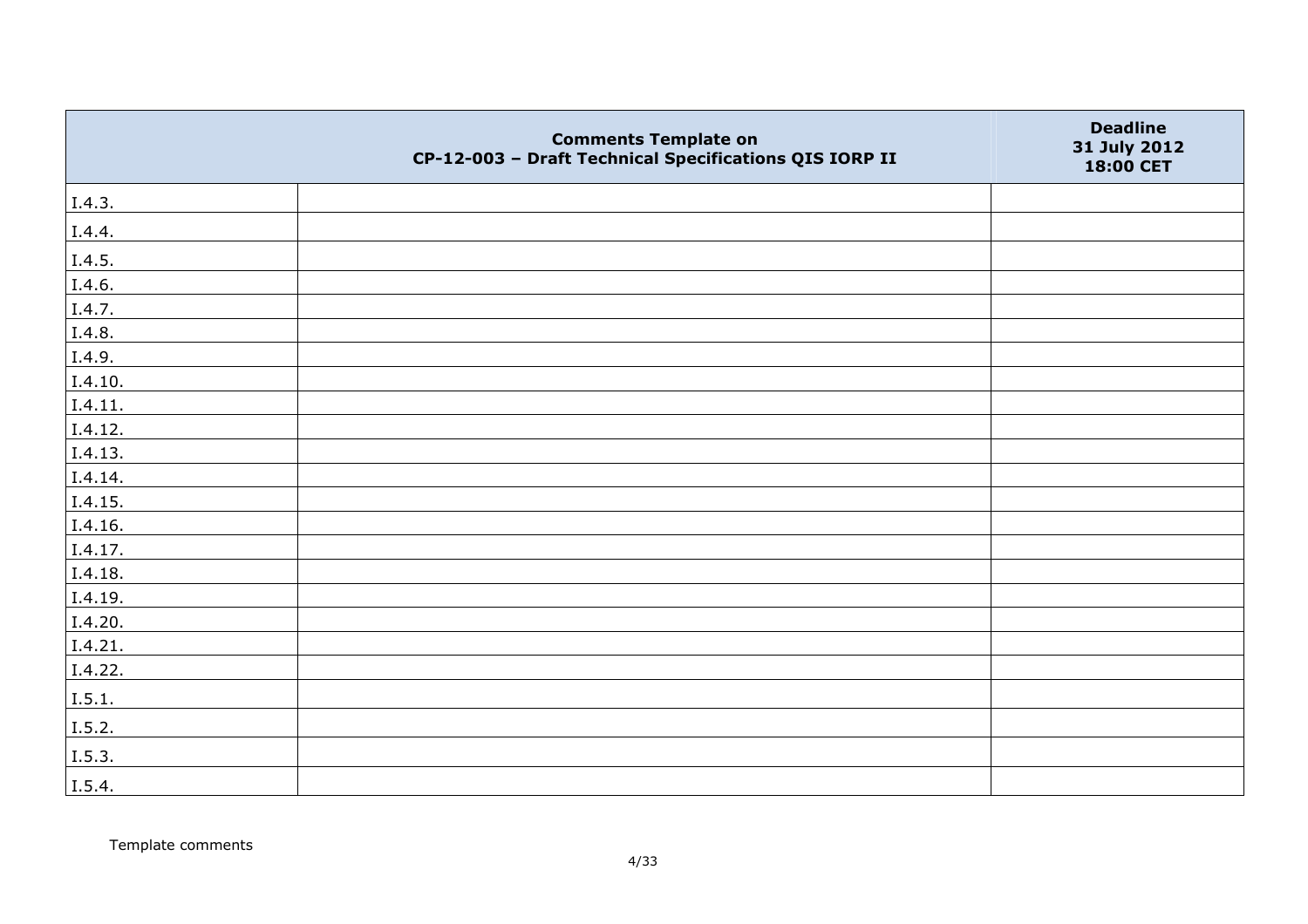| | Comments Template on CP-12-003 – Draft Technical Specifications QIS IORP II | Deadline 31 July 2012 18:00 CET |
|---|---|---|
| I.4.3. | | |
| I.4.4. | | |
| I.4.5. | | |
| I.4.6. | | |
| I.4.7. | | |
| I.4.8. | | |
| I.4.9. | | |
| I.4.10. | | |
| I.4.11. | | |
| I.4.12. | | |
| I.4.13. | | |
| I.4.14. | | |
| I.4.15. | | |
| I.4.16. | | |
| I.4.17. | | |
| I.4.18. | | |
| I.4.19. | | |
| I.4.20. | | |
| I.4.21. | | |
| I.4.22. | | |
| I.5.1. | | |
| I.5.2. | | |
| I.5.3. | | |
| I.5.4. | | |

Template comments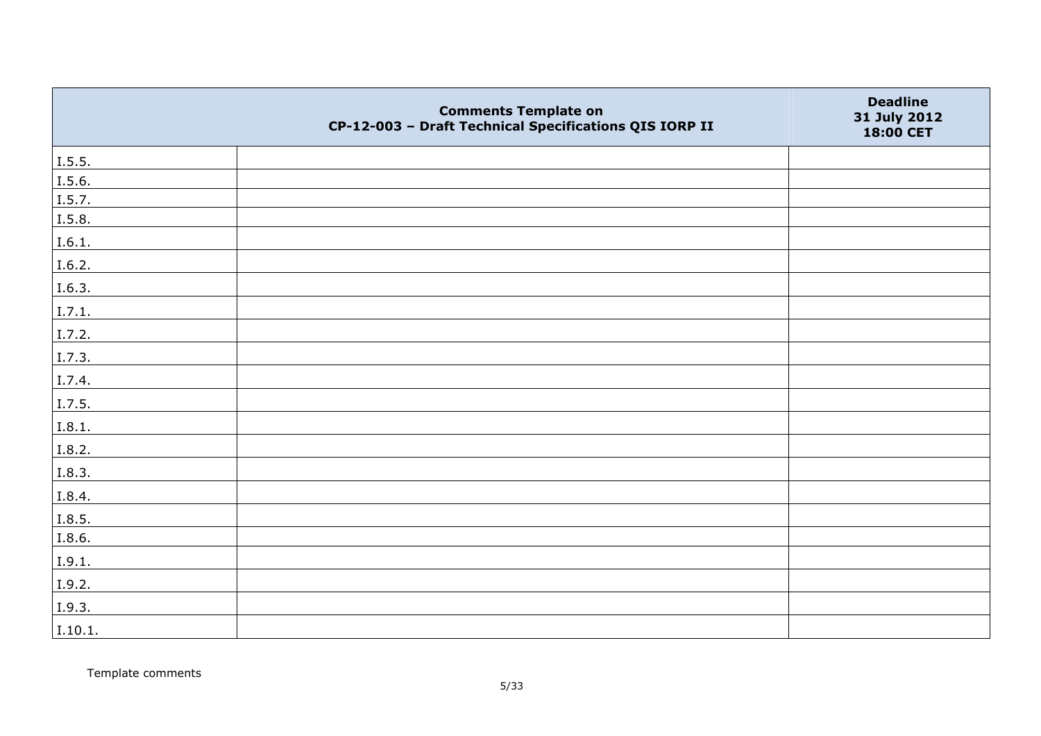| | Comments Template on CP-12-003 – Draft Technical Specifications QIS IORP II | Deadline 31 July 2012 18:00 CET |
|---|---|---|
| I.5.5. | | |
| I.5.6. | | |
| I.5.7. | | |
| I.5.8. | | |
| I.6.1. | | |
| I.6.2. | | |
| I.6.3. | | |
| I.7.1. | | |
| I.7.2. | | |
| I.7.3. | | |
| I.7.4. | | |
| I.7.5. | | |
| I.8.1. | | |
| I.8.2. | | |
| I.8.3. | | |
| I.8.4. | | |
| I.8.5. | | |
| I.8.6. | | |
| I.9.1. | | |
| I.9.2. | | |
| I.9.3. | | |
| I.10.1. | | |

Template comments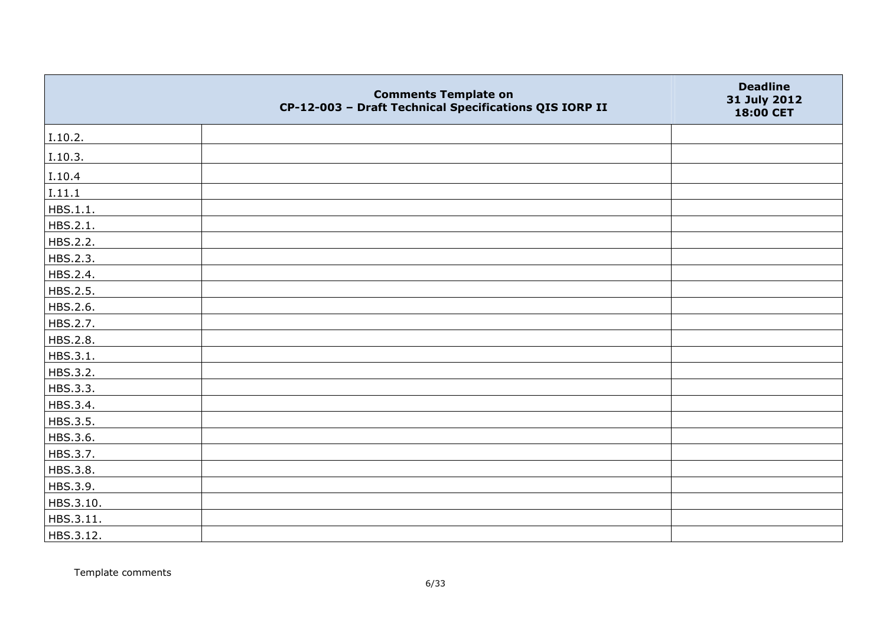| | Comments Template on CP-12-003 – Draft Technical Specifications QIS IORP II | Deadline 31 July 2012 18:00 CET |
|---|---|---|
| I.10.2. | | |
| I.10.3. | | |
| I.10.4 | | |
| I.11.1 | | |
| HBS.1.1. | | |
| HBS.2.1. | | |
| HBS.2.2. | | |
| HBS.2.3. | | |
| HBS.2.4. | | |
| HBS.2.5. | | |
| HBS.2.6. | | |
| HBS.2.7. | | |
| HBS.2.8. | | |
| HBS.3.1. | | |
| HBS.3.2. | | |
| HBS.3.3. | | |
| HBS.3.4. | | |
| HBS.3.5. | | |
| HBS.3.6. | | |
| HBS.3.7. | | |
| HBS.3.8. | | |
| HBS.3.9. | | |
| HBS.3.10. | | |
| HBS.3.11. | | |
| HBS.3.12. | | |

Template comments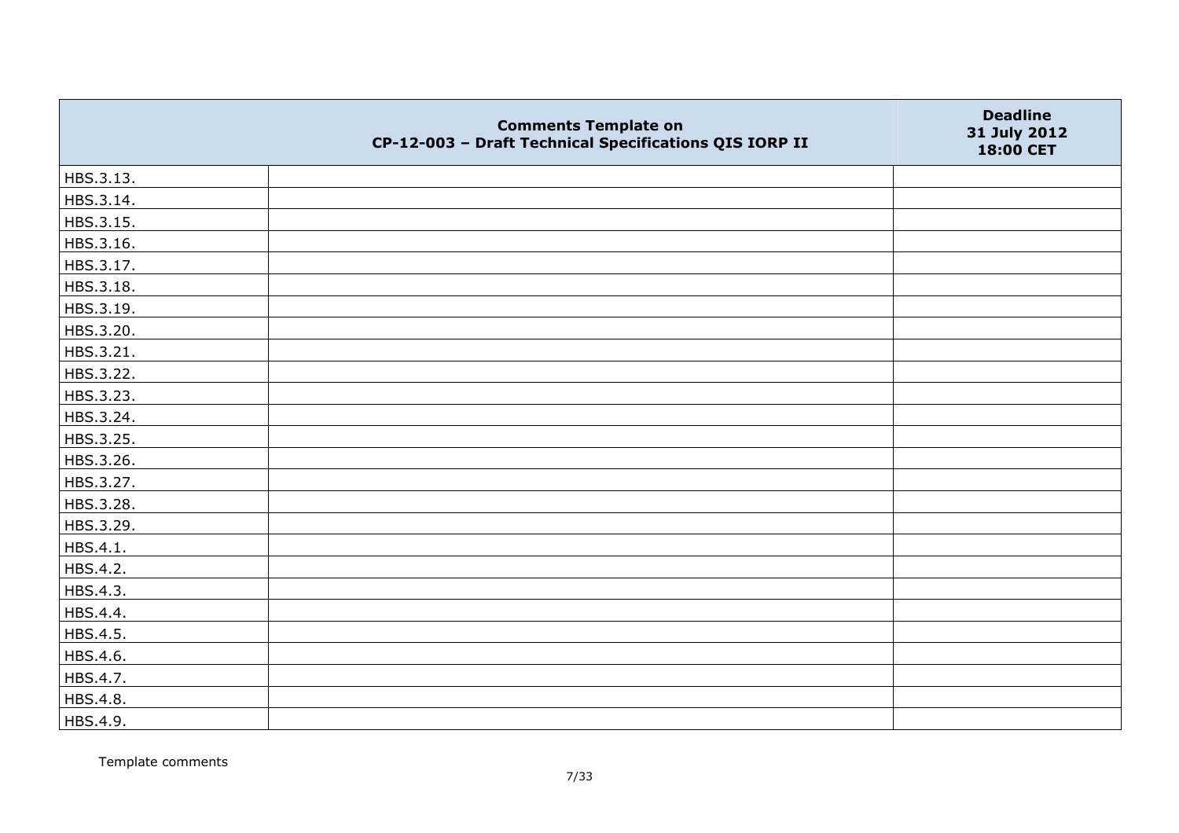| | Comments Template on CP-12-003 – Draft Technical Specifications QIS IORP II | Deadline 31 July 2012 18:00 CET |
|---|---|---|
| HBS.3.13. | | |
| HBS.3.14. | | |
| HBS.3.15. | | |
| HBS.3.16. | | |
| HBS.3.17. | | |
| HBS.3.18. | | |
| HBS.3.19. | | |
| HBS.3.20. | | |
| HBS.3.21. | | |
| HBS.3.22. | | |
| HBS.3.23. | | |
| HBS.3.24. | | |
| HBS.3.25. | | |
| HBS.3.26. | | |
| HBS.3.27. | | |
| HBS.3.28. | | |
| HBS.3.29. | | |
| HBS.4.1. | | |
| HBS.4.2. | | |
| HBS.4.3. | | |
| HBS.4.4. | | |
| HBS.4.5. | | |
| HBS.4.6. | | |
| HBS.4.7. | | |
| HBS.4.8. | | |
| HBS.4.9. | | |

Template comments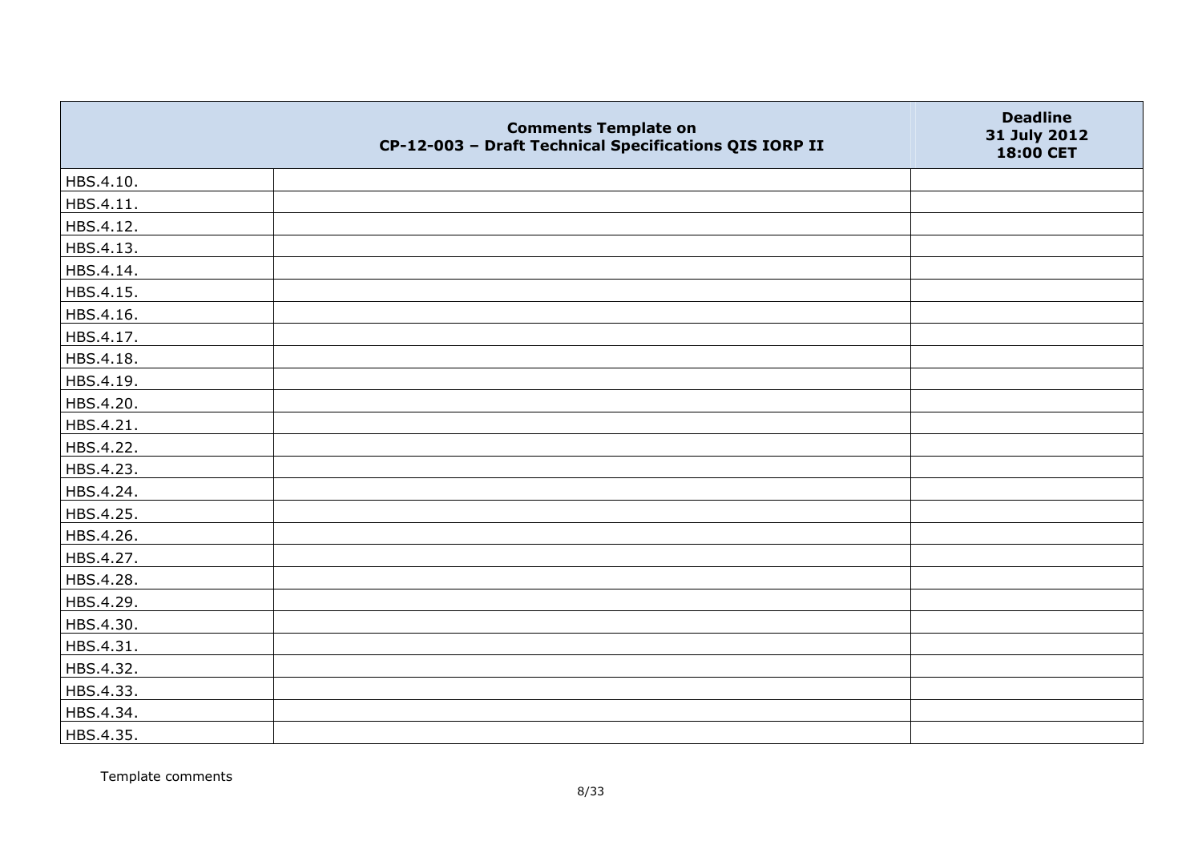| | Comments Template on CP-12-003 – Draft Technical Specifications QIS IORP II | Deadline 31 July 2012 18:00 CET |
|---|---|---|
| HBS.4.10. | | |
| HBS.4.11. | | |
| HBS.4.12. | | |
| HBS.4.13. | | |
| HBS.4.14. | | |
| HBS.4.15. | | |
| HBS.4.16. | | |
| HBS.4.17. | | |
| HBS.4.18. | | |
| HBS.4.19. | | |
| HBS.4.20. | | |
| HBS.4.21. | | |
| HBS.4.22. | | |
| HBS.4.23. | | |
| HBS.4.24. | | |
| HBS.4.25. | | |
| HBS.4.26. | | |
| HBS.4.27. | | |
| HBS.4.28. | | |
| HBS.4.29. | | |
| HBS.4.30. | | |
| HBS.4.31. | | |
| HBS.4.32. | | |
| HBS.4.33. | | |
| HBS.4.34. | | |
| HBS.4.35. | | |

Template comments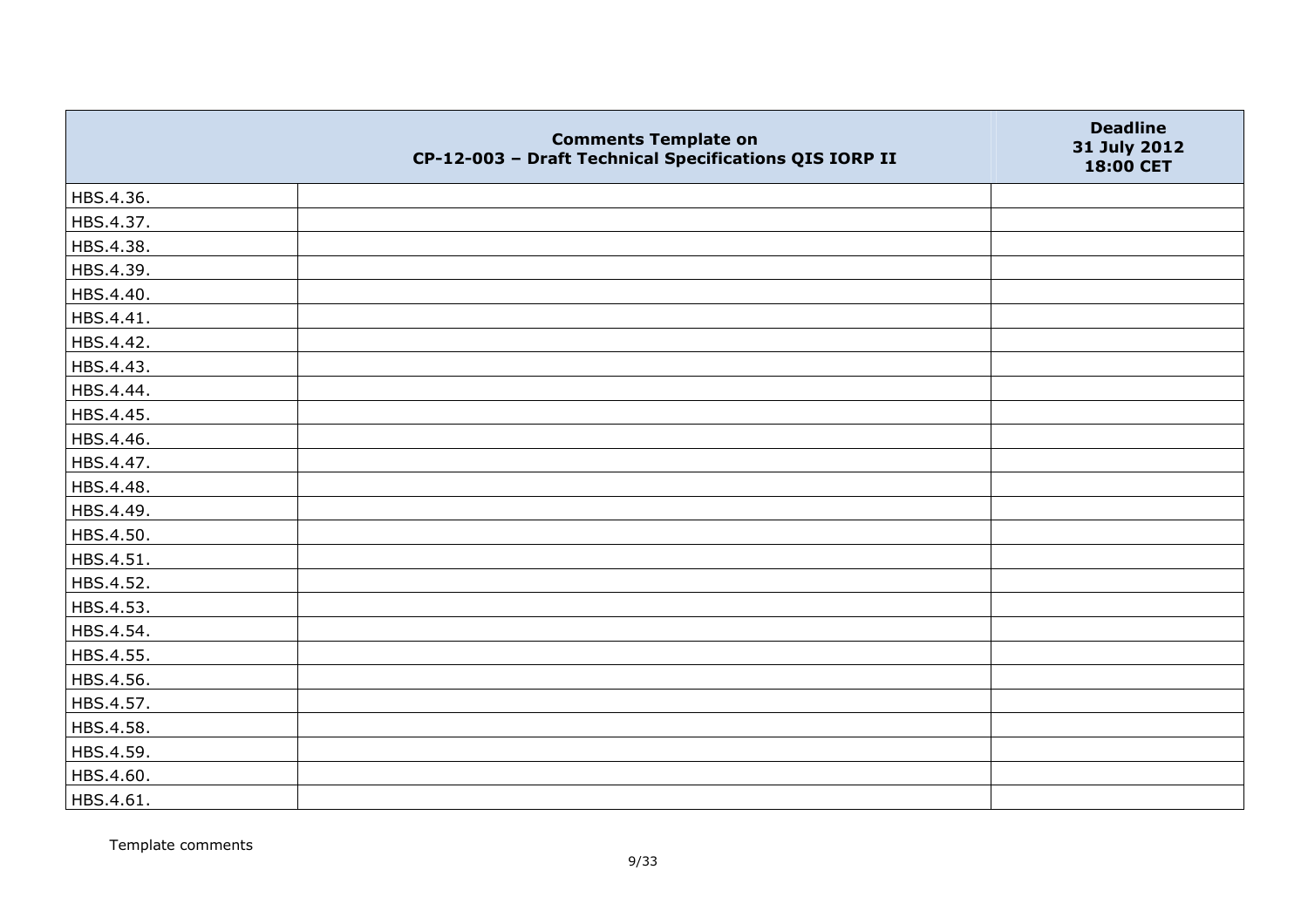| | Comments Template on CP-12-003 – Draft Technical Specifications QIS IORP II | Deadline 31 July 2012 18:00 CET |
|---|---|---|
| HBS.4.36. | | |
| HBS.4.37. | | |
| HBS.4.38. | | |
| HBS.4.39. | | |
| HBS.4.40. | | |
| HBS.4.41. | | |
| HBS.4.42. | | |
| HBS.4.43. | | |
| HBS.4.44. | | |
| HBS.4.45. | | |
| HBS.4.46. | | |
| HBS.4.47. | | |
| HBS.4.48. | | |
| HBS.4.49. | | |
| HBS.4.50. | | |
| HBS.4.51. | | |
| HBS.4.52. | | |
| HBS.4.53. | | |
| HBS.4.54. | | |
| HBS.4.55. | | |
| HBS.4.56. | | |
| HBS.4.57. | | |
| HBS.4.58. | | |
| HBS.4.59. | | |
| HBS.4.60. | | |
| HBS.4.61. | | |

Template comments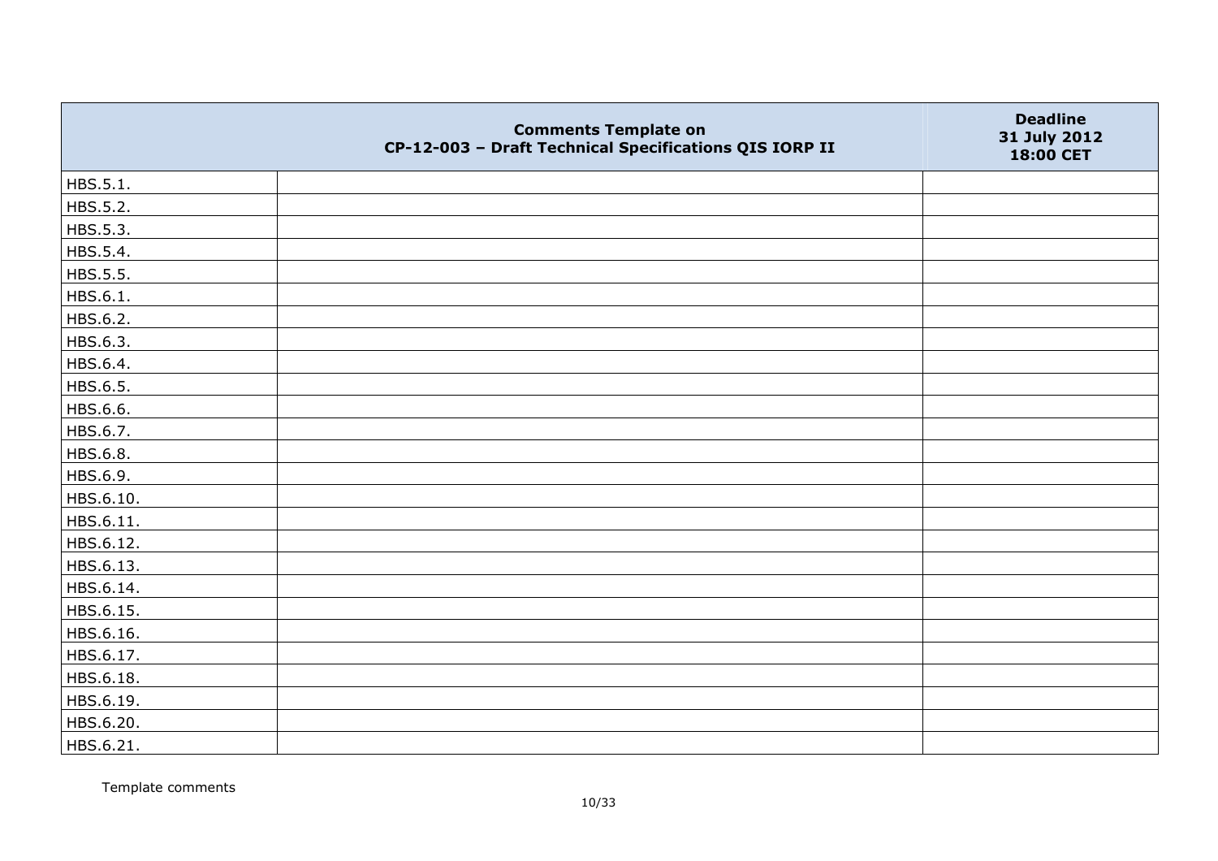| | Comments Template on CP-12-003 – Draft Technical Specifications QIS IORP II | Deadline 31 July 2012 18:00 CET |
|---|---|---|
| HBS.5.1. | | |
| HBS.5.2. | | |
| HBS.5.3. | | |
| HBS.5.4. | | |
| HBS.5.5. | | |
| HBS.6.1. | | |
| HBS.6.2. | | |
| HBS.6.3. | | |
| HBS.6.4. | | |
| HBS.6.5. | | |
| HBS.6.6. | | |
| HBS.6.7. | | |
| HBS.6.8. | | |
| HBS.6.9. | | |
| HBS.6.10. | | |
| HBS.6.11. | | |
| HBS.6.12. | | |
| HBS.6.13. | | |
| HBS.6.14. | | |
| HBS.6.15. | | |
| HBS.6.16. | | |
| HBS.6.17. | | |
| HBS.6.18. | | |
| HBS.6.19. | | |
| HBS.6.20. | | |
| HBS.6.21. | | |

Template comments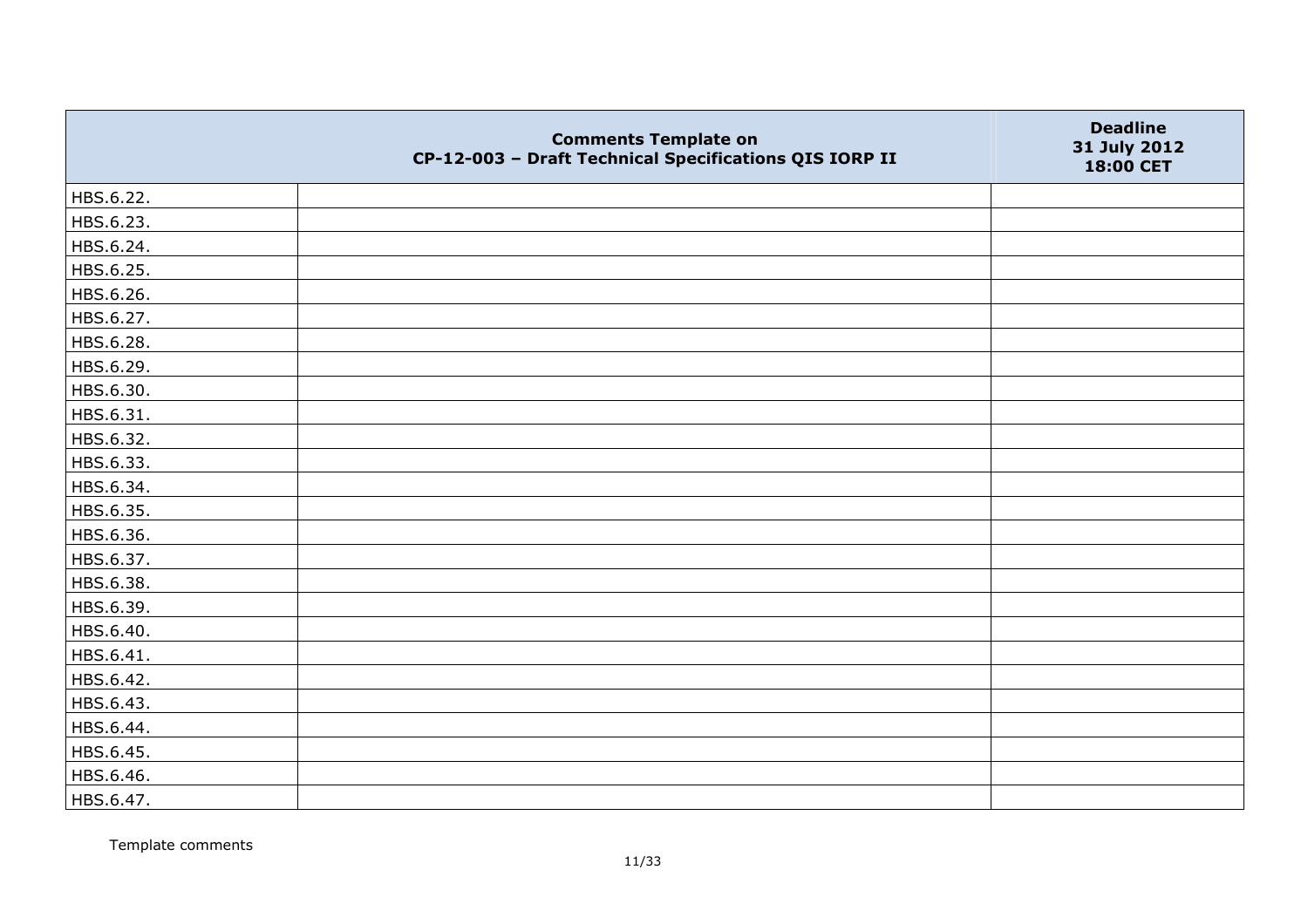| | Comments Template on CP-12-003 – Draft Technical Specifications QIS IORP II | Deadline 31 July 2012 18:00 CET |
|---|---|---|
| HBS.6.22. | | |
| HBS.6.23. | | |
| HBS.6.24. | | |
| HBS.6.25. | | |
| HBS.6.26. | | |
| HBS.6.27. | | |
| HBS.6.28. | | |
| HBS.6.29. | | |
| HBS.6.30. | | |
| HBS.6.31. | | |
| HBS.6.32. | | |
| HBS.6.33. | | |
| HBS.6.34. | | |
| HBS.6.35. | | |
| HBS.6.36. | | |
| HBS.6.37. | | |
| HBS.6.38. | | |
| HBS.6.39. | | |
| HBS.6.40. | | |
| HBS.6.41. | | |
| HBS.6.42. | | |
| HBS.6.43. | | |
| HBS.6.44. | | |
| HBS.6.45. | | |
| HBS.6.46. | | |
| HBS.6.47. | | |

Template comments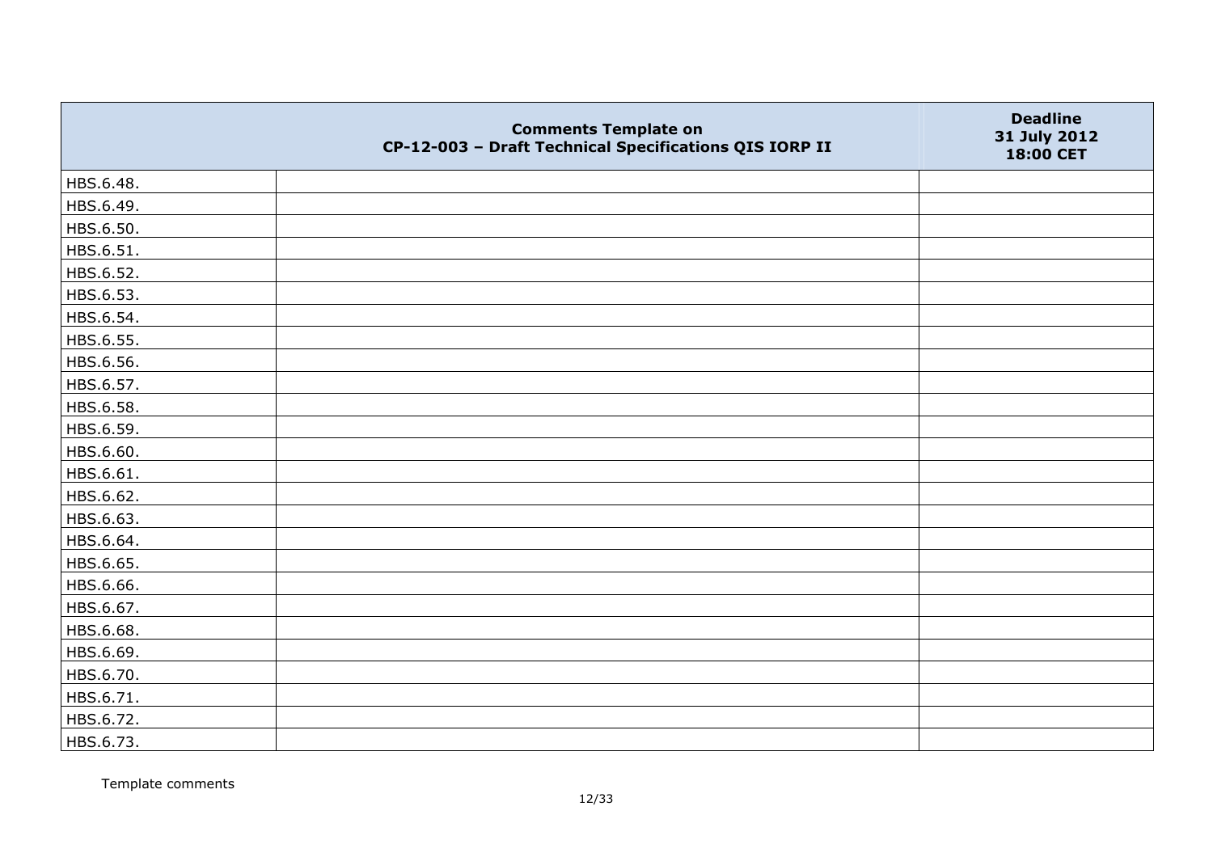| | Comments Template on CP-12-003 – Draft Technical Specifications QIS IORP II | Deadline 31 July 2012 18:00 CET |
|---|---|---|
| HBS.6.48. | | |
| HBS.6.49. | | |
| HBS.6.50. | | |
| HBS.6.51. | | |
| HBS.6.52. | | |
| HBS.6.53. | | |
| HBS.6.54. | | |
| HBS.6.55. | | |
| HBS.6.56. | | |
| HBS.6.57. | | |
| HBS.6.58. | | |
| HBS.6.59. | | |
| HBS.6.60. | | |
| HBS.6.61. | | |
| HBS.6.62. | | |
| HBS.6.63. | | |
| HBS.6.64. | | |
| HBS.6.65. | | |
| HBS.6.66. | | |
| HBS.6.67. | | |
| HBS.6.68. | | |
| HBS.6.69. | | |
| HBS.6.70. | | |
| HBS.6.71. | | |
| HBS.6.72. | | |
| HBS.6.73. | | |

Template comments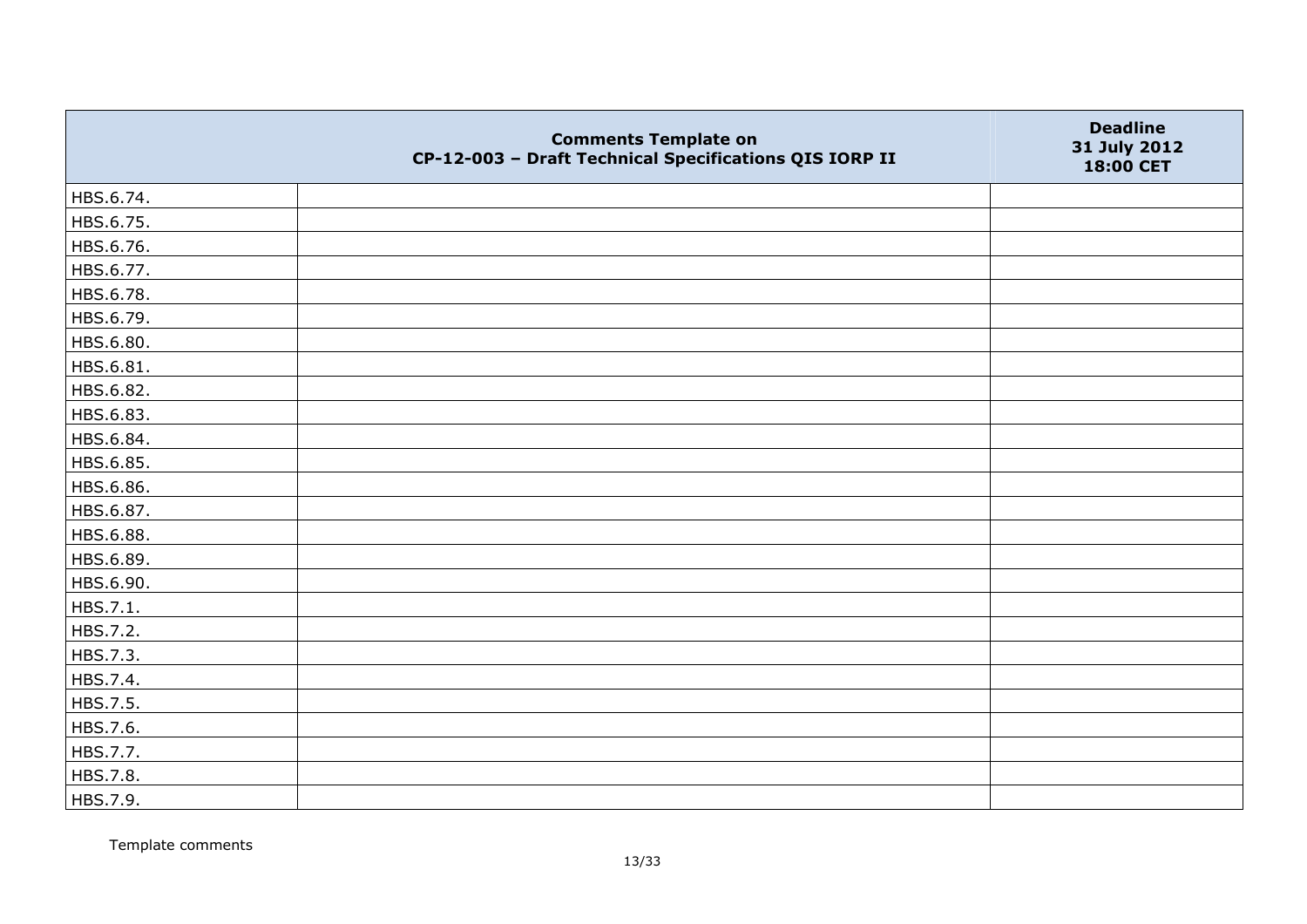|  | Comments Template on CP-12-003 – Draft Technical Specifications QIS IORP II | Deadline 31 July 2012 18:00 CET |
| --- | --- | --- |
| HBS.6.74. |  |  |
| HBS.6.75. |  |  |
| HBS.6.76. |  |  |
| HBS.6.77. |  |  |
| HBS.6.78. |  |  |
| HBS.6.79. |  |  |
| HBS.6.80. |  |  |
| HBS.6.81. |  |  |
| HBS.6.82. |  |  |
| HBS.6.83. |  |  |
| HBS.6.84. |  |  |
| HBS.6.85. |  |  |
| HBS.6.86. |  |  |
| HBS.6.87. |  |  |
| HBS.6.88. |  |  |
| HBS.6.89. |  |  |
| HBS.6.90. |  |  |
| HBS.7.1. |  |  |
| HBS.7.2. |  |  |
| HBS.7.3. |  |  |
| HBS.7.4. |  |  |
| HBS.7.5. |  |  |
| HBS.7.6. |  |  |
| HBS.7.7. |  |  |
| HBS.7.8. |  |  |
| HBS.7.9. |  |  |

Template comments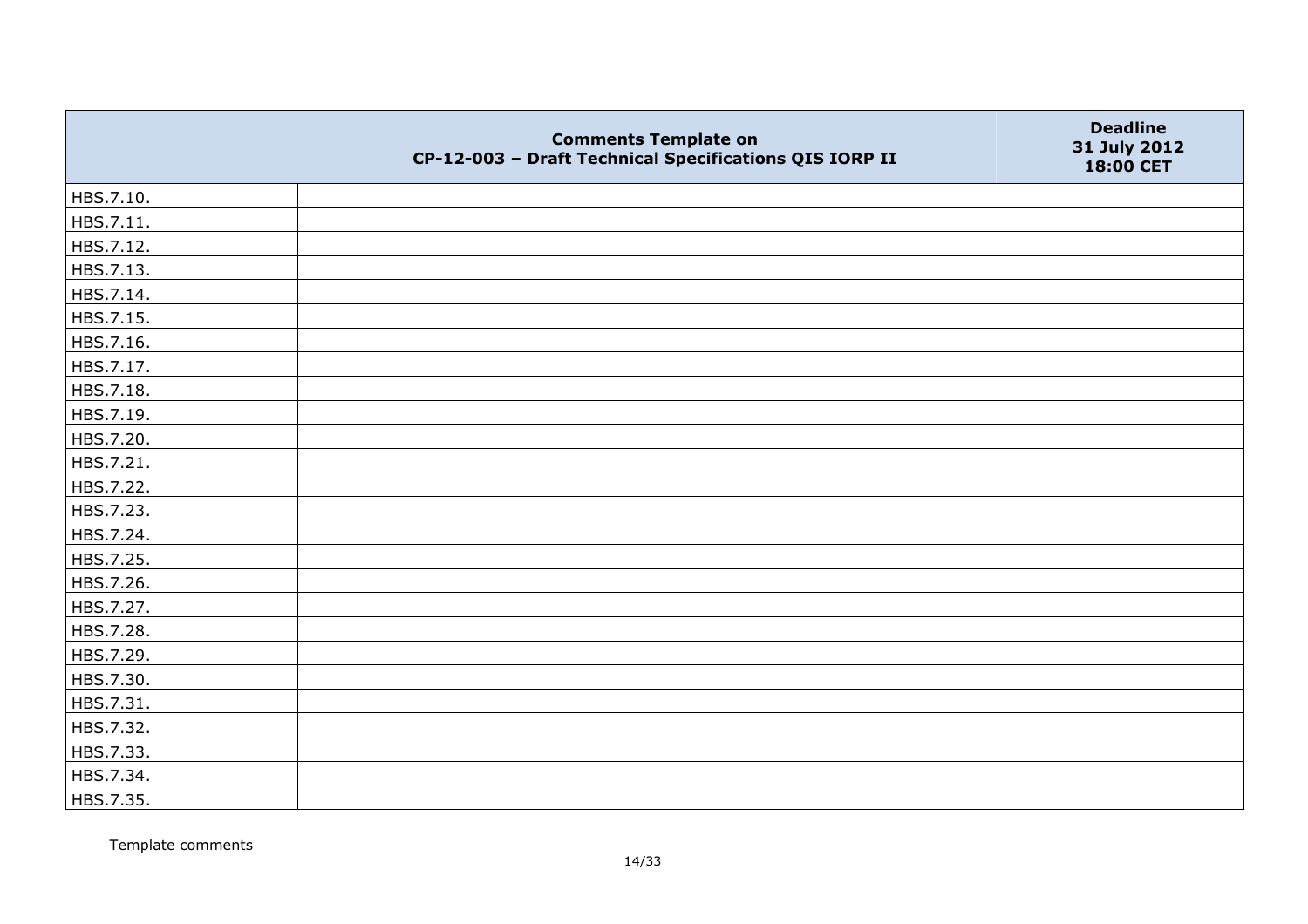| | Comments Template on CP-12-003 – Draft Technical Specifications QIS IORP II | Deadline 31 July 2012 18:00 CET |
|---|---|---|
| HBS.7.10. | | |
| HBS.7.11. | | |
| HBS.7.12. | | |
| HBS.7.13. | | |
| HBS.7.14. | | |
| HBS.7.15. | | |
| HBS.7.16. | | |
| HBS.7.17. | | |
| HBS.7.18. | | |
| HBS.7.19. | | |
| HBS.7.20. | | |
| HBS.7.21. | | |
| HBS.7.22. | | |
| HBS.7.23. | | |
| HBS.7.24. | | |
| HBS.7.25. | | |
| HBS.7.26. | | |
| HBS.7.27. | | |
| HBS.7.28. | | |
| HBS.7.29. | | |
| HBS.7.30. | | |
| HBS.7.31. | | |
| HBS.7.32. | | |
| HBS.7.33. | | |
| HBS.7.34. | | |
| HBS.7.35. | | |

Template comments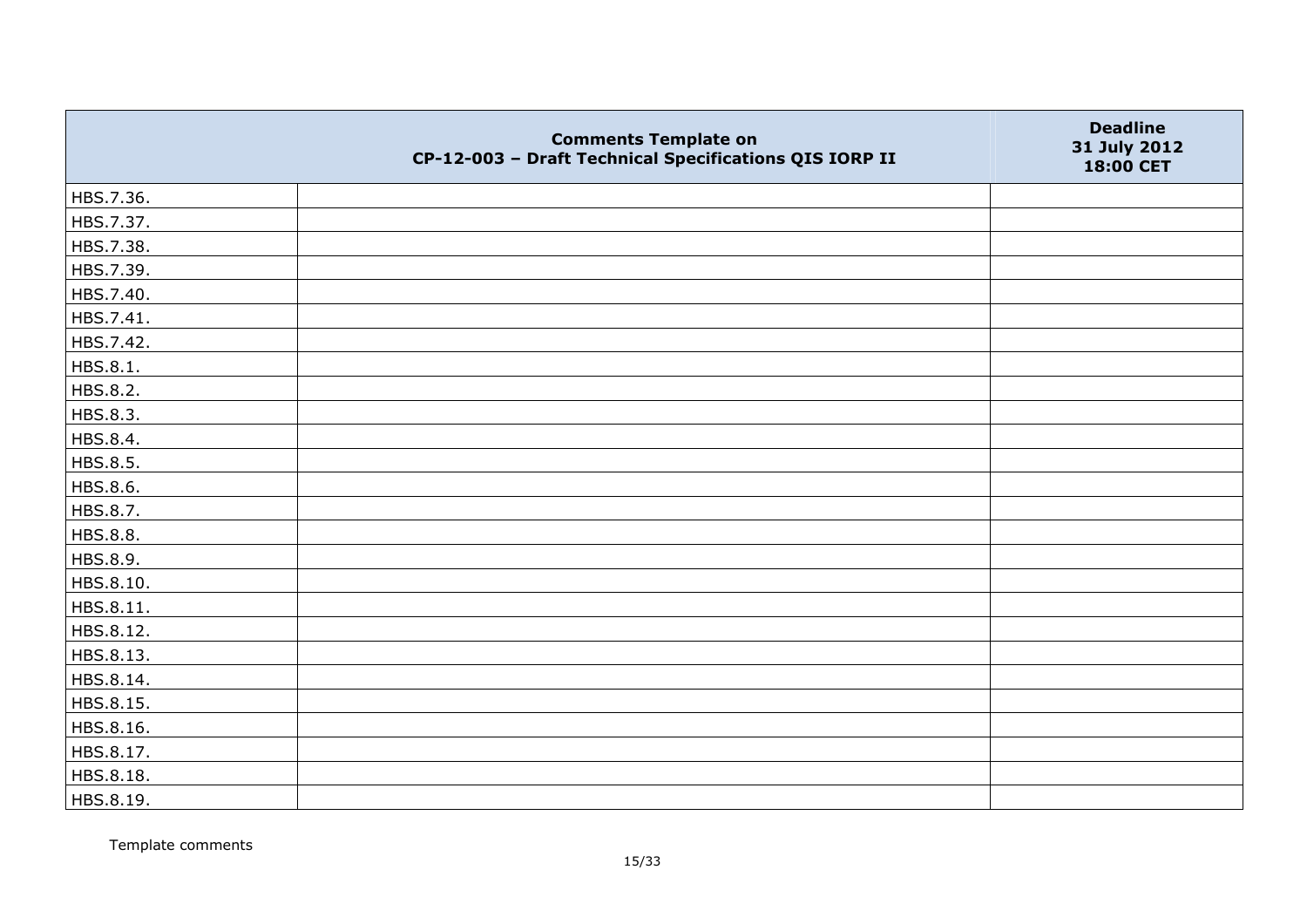| | Comments Template on CP-12-003 – Draft Technical Specifications QIS IORP II | Deadline 31 July 2012 18:00 CET |
|---|---|---|
| HBS.7.36. | | |
| HBS.7.37. | | |
| HBS.7.38. | | |
| HBS.7.39. | | |
| HBS.7.40. | | |
| HBS.7.41. | | |
| HBS.7.42. | | |
| HBS.8.1. | | |
| HBS.8.2. | | |
| HBS.8.3. | | |
| HBS.8.4. | | |
| HBS.8.5. | | |
| HBS.8.6. | | |
| HBS.8.7. | | |
| HBS.8.8. | | |
| HBS.8.9. | | |
| HBS.8.10. | | |
| HBS.8.11. | | |
| HBS.8.12. | | |
| HBS.8.13. | | |
| HBS.8.14. | | |
| HBS.8.15. | | |
| HBS.8.16. | | |
| HBS.8.17. | | |
| HBS.8.18. | | |
| HBS.8.19. | | |

Template comments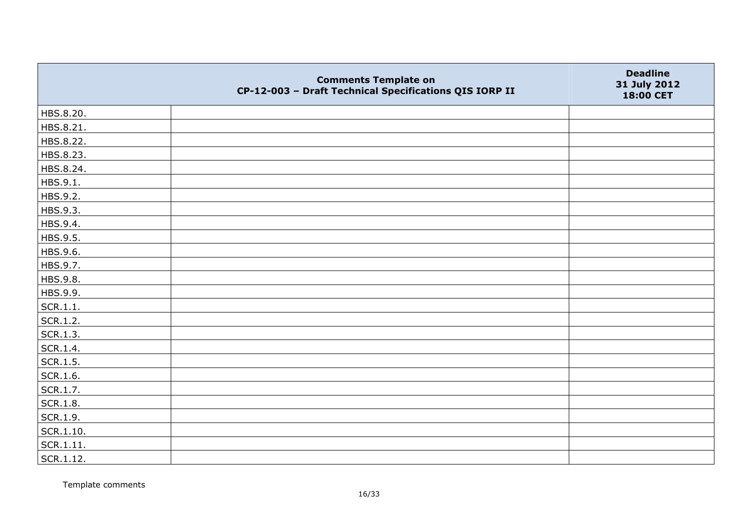| | Comments Template on CP-12-003 – Draft Technical Specifications QIS IORP II | Deadline 31 July 2012 18:00 CET |
|---|---|---|
| HBS.8.20. | | |
| HBS.8.21. | | |
| HBS.8.22. | | |
| HBS.8.23. | | |
| HBS.8.24. | | |
| HBS.9.1. | | |
| HBS.9.2. | | |
| HBS.9.3. | | |
| HBS.9.4. | | |
| HBS.9.5. | | |
| HBS.9.6. | | |
| HBS.9.7. | | |
| HBS.9.8. | | |
| HBS.9.9. | | |
| SCR.1.1. | | |
| SCR.1.2. | | |
| SCR.1.3. | | |
| SCR.1.4. | | |
| SCR.1.5. | | |
| SCR.1.6. | | |
| SCR.1.7. | | |
| SCR.1.8. | | |
| SCR.1.9. | | |
| SCR.1.10. | | |
| SCR.1.11. | | |
| SCR.1.12. | | |

Template comments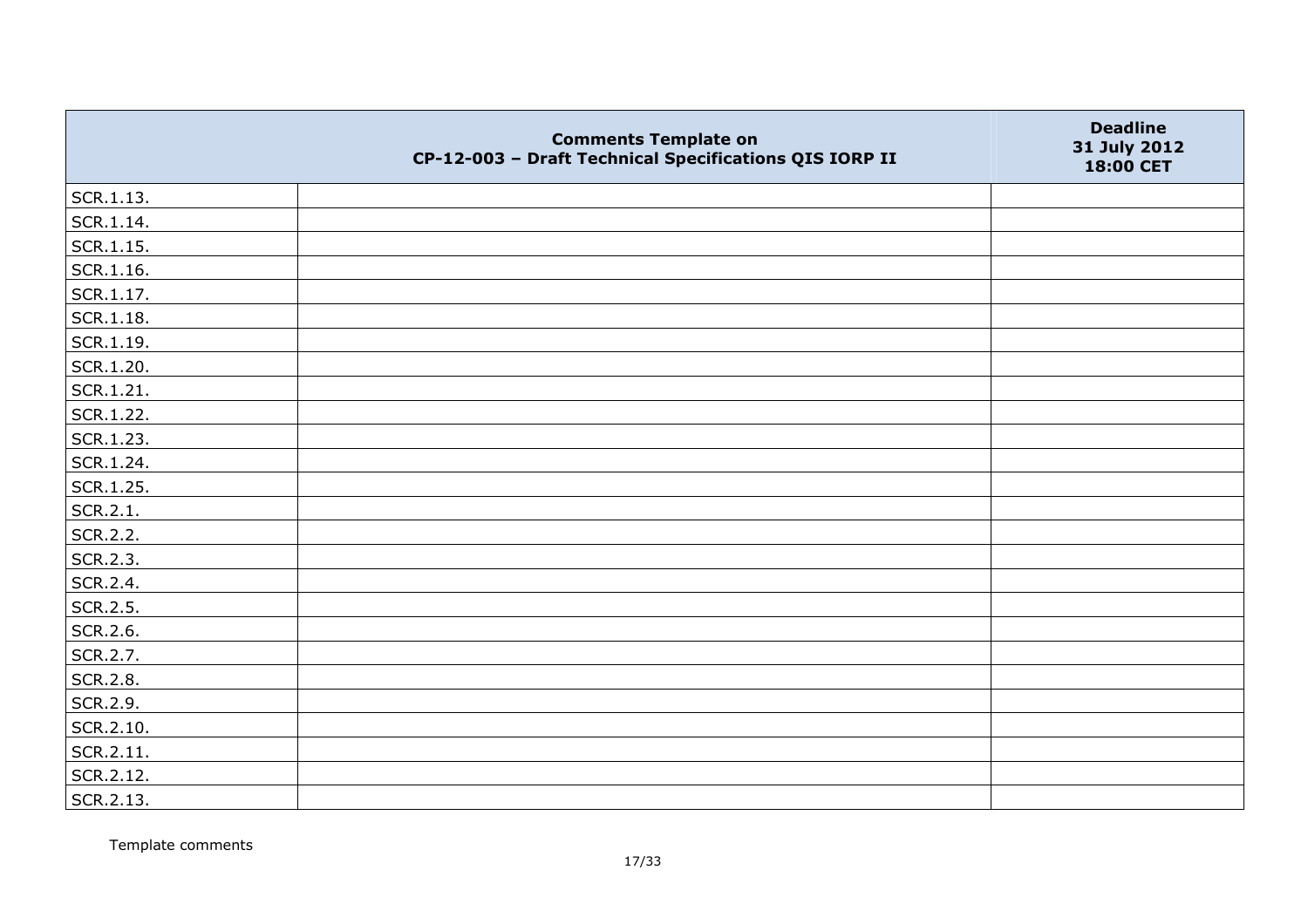| | Comments Template on CP-12-003 – Draft Technical Specifications QIS IORP II | Deadline 31 July 2012 18:00 CET |
|---|---|---|
| SCR.1.13. | | |
| SCR.1.14. | | |
| SCR.1.15. | | |
| SCR.1.16. | | |
| SCR.1.17. | | |
| SCR.1.18. | | |
| SCR.1.19. | | |
| SCR.1.20. | | |
| SCR.1.21. | | |
| SCR.1.22. | | |
| SCR.1.23. | | |
| SCR.1.24. | | |
| SCR.1.25. | | |
| SCR.2.1. | | |
| SCR.2.2. | | |
| SCR.2.3. | | |
| SCR.2.4. | | |
| SCR.2.5. | | |
| SCR.2.6. | | |
| SCR.2.7. | | |
| SCR.2.8. | | |
| SCR.2.9. | | |
| SCR.2.10. | | |
| SCR.2.11. | | |
| SCR.2.12. | | |
| SCR.2.13. | | |

Template comments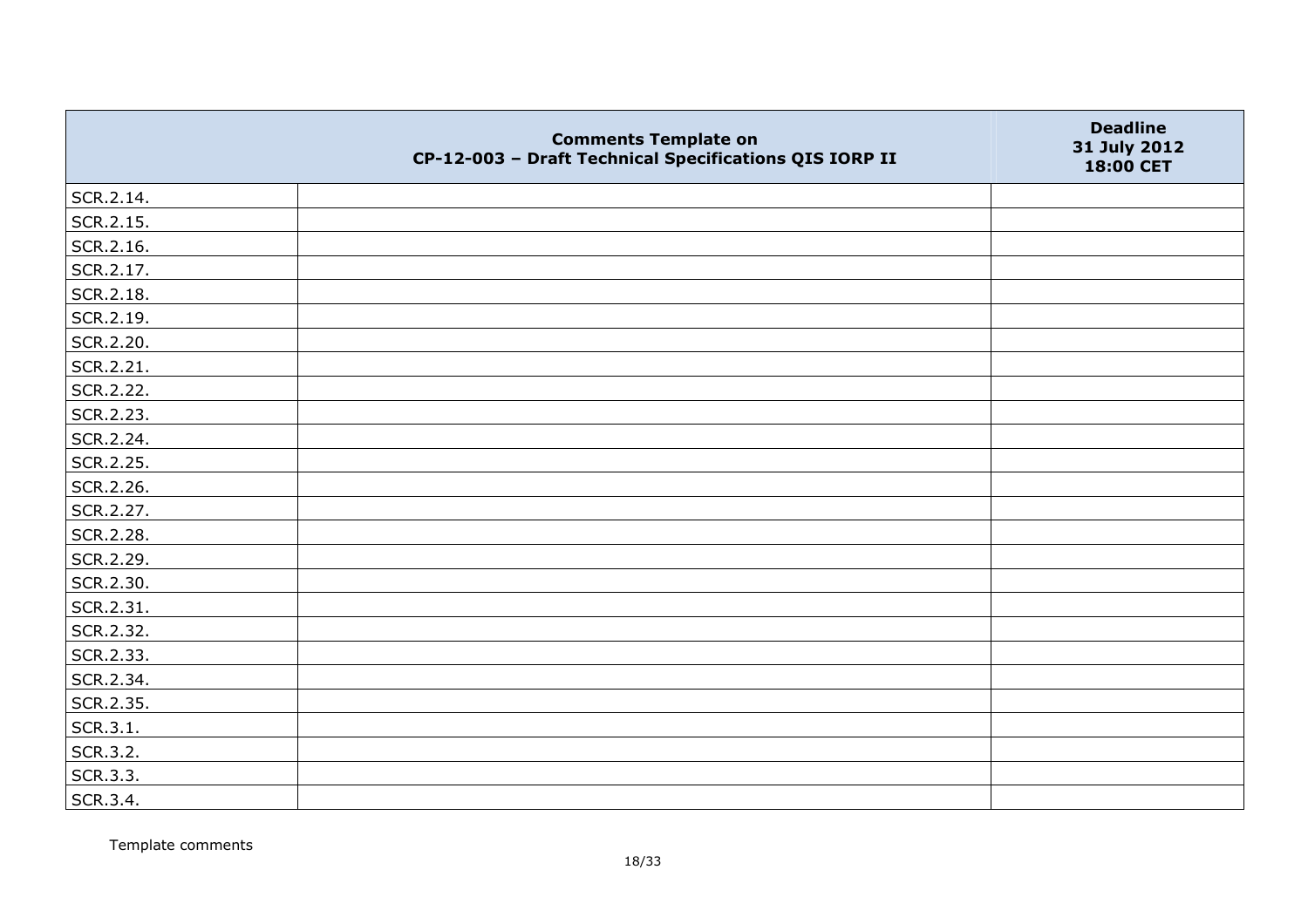|  | Comments Template on CP-12-003 – Draft Technical Specifications QIS IORP II | Deadline 31 July 2012 18:00 CET |
|---|---|---|
| SCR.2.14. |  |  |
| SCR.2.15. |  |  |
| SCR.2.16. |  |  |
| SCR.2.17. |  |  |
| SCR.2.18. |  |  |
| SCR.2.19. |  |  |
| SCR.2.20. |  |  |
| SCR.2.21. |  |  |
| SCR.2.22. |  |  |
| SCR.2.23. |  |  |
| SCR.2.24. |  |  |
| SCR.2.25. |  |  |
| SCR.2.26. |  |  |
| SCR.2.27. |  |  |
| SCR.2.28. |  |  |
| SCR.2.29. |  |  |
| SCR.2.30. |  |  |
| SCR.2.31. |  |  |
| SCR.2.32. |  |  |
| SCR.2.33. |  |  |
| SCR.2.34. |  |  |
| SCR.2.35. |  |  |
| SCR.3.1. |  |  |
| SCR.3.2. |  |  |
| SCR.3.3. |  |  |
| SCR.3.4. |  |  |

Template comments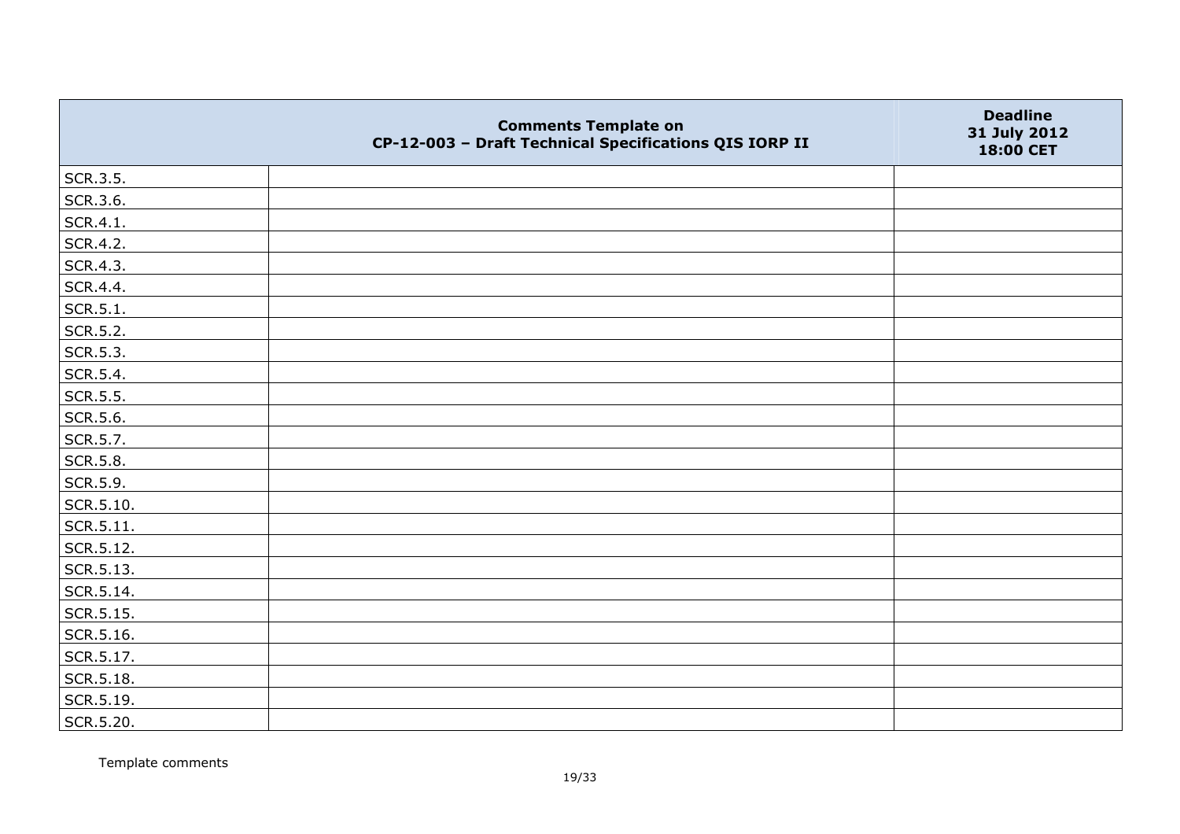| | Comments Template on CP-12-003 – Draft Technical Specifications QIS IORP II | Deadline 31 July 2012 18:00 CET |
|---|---|---|
| SCR.3.5. | | |
| SCR.3.6. | | |
| SCR.4.1. | | |
| SCR.4.2. | | |
| SCR.4.3. | | |
| SCR.4.4. | | |
| SCR.5.1. | | |
| SCR.5.2. | | |
| SCR.5.3. | | |
| SCR.5.4. | | |
| SCR.5.5. | | |
| SCR.5.6. | | |
| SCR.5.7. | | |
| SCR.5.8. | | |
| SCR.5.9. | | |
| SCR.5.10. | | |
| SCR.5.11. | | |
| SCR.5.12. | | |
| SCR.5.13. | | |
| SCR.5.14. | | |
| SCR.5.15. | | |
| SCR.5.16. | | |
| SCR.5.17. | | |
| SCR.5.18. | | |
| SCR.5.19. | | |
| SCR.5.20. | | |

Template comments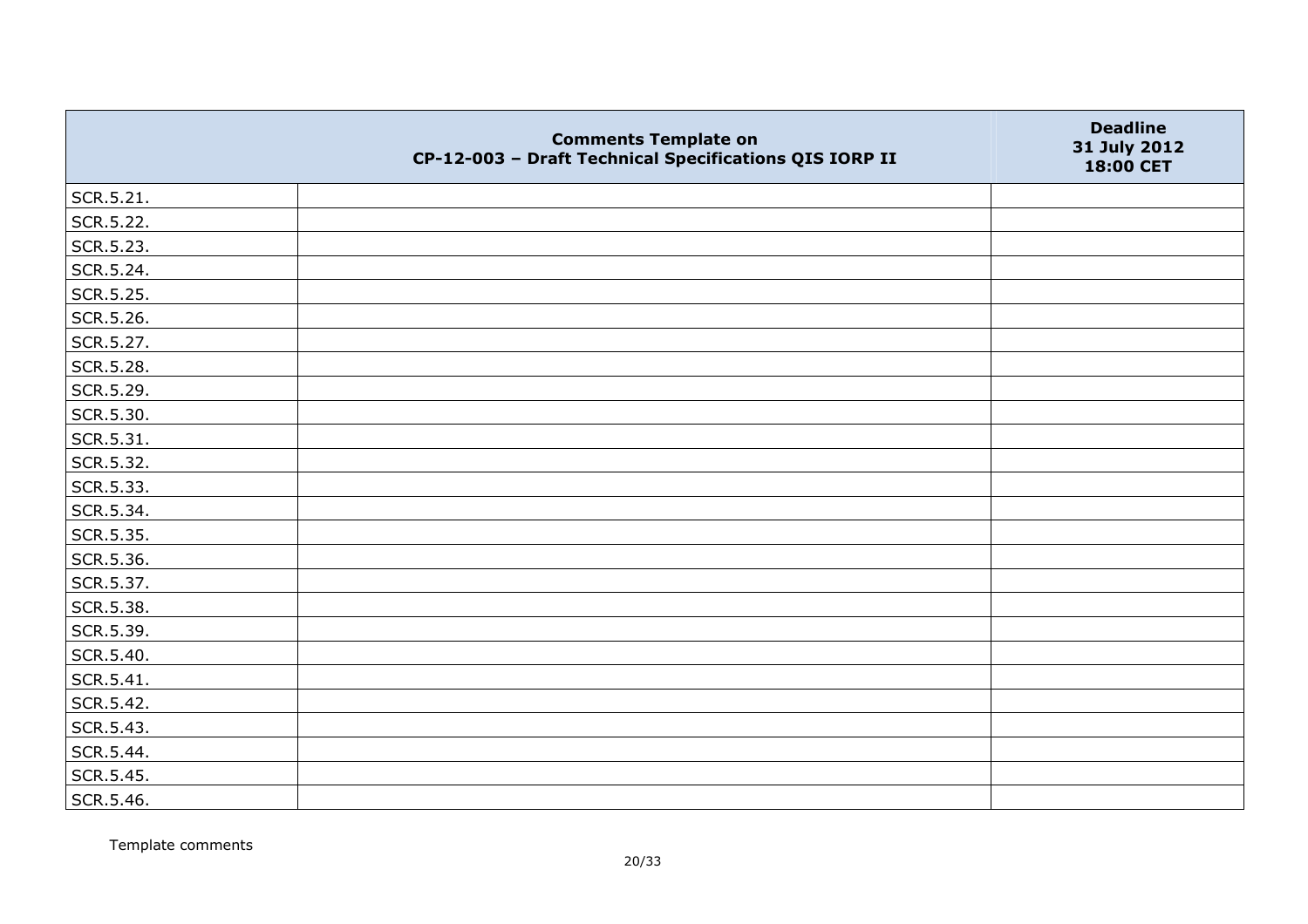| | Comments Template on CP-12-003 – Draft Technical Specifications QIS IORP II | Deadline 31 July 2012 18:00 CET |
|---|---|---|
| SCR.5.21. | | |
| SCR.5.22. | | |
| SCR.5.23. | | |
| SCR.5.24. | | |
| SCR.5.25. | | |
| SCR.5.26. | | |
| SCR.5.27. | | |
| SCR.5.28. | | |
| SCR.5.29. | | |
| SCR.5.30. | | |
| SCR.5.31. | | |
| SCR.5.32. | | |
| SCR.5.33. | | |
| SCR.5.34. | | |
| SCR.5.35. | | |
| SCR.5.36. | | |
| SCR.5.37. | | |
| SCR.5.38. | | |
| SCR.5.39. | | |
| SCR.5.40. | | |
| SCR.5.41. | | |
| SCR.5.42. | | |
| SCR.5.43. | | |
| SCR.5.44. | | |
| SCR.5.45. | | |
| SCR.5.46. | | |

Template comments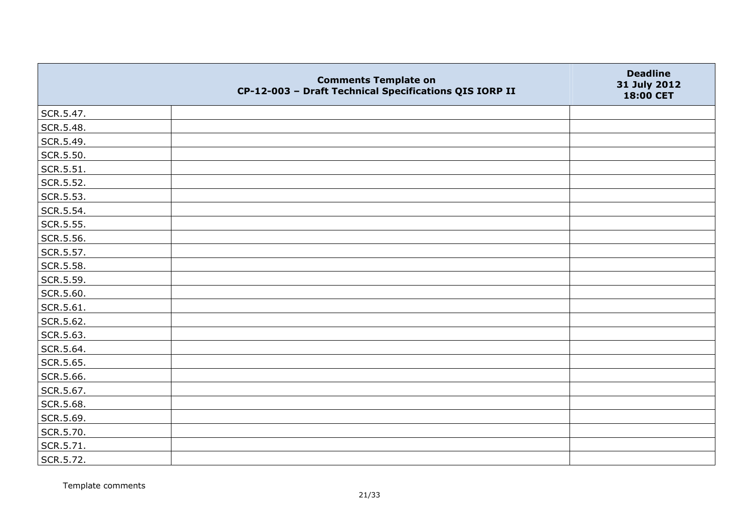| | Comments Template on CP-12-003 – Draft Technical Specifications QIS IORP II | Deadline 31 July 2012 18:00 CET |
|---|---|---|
| SCR.5.47. | | |
| SCR.5.48. | | |
| SCR.5.49. | | |
| SCR.5.50. | | |
| SCR.5.51. | | |
| SCR.5.52. | | |
| SCR.5.53. | | |
| SCR.5.54. | | |
| SCR.5.55. | | |
| SCR.5.56. | | |
| SCR.5.57. | | |
| SCR.5.58. | | |
| SCR.5.59. | | |
| SCR.5.60. | | |
| SCR.5.61. | | |
| SCR.5.62. | | |
| SCR.5.63. | | |
| SCR.5.64. | | |
| SCR.5.65. | | |
| SCR.5.66. | | |
| SCR.5.67. | | |
| SCR.5.68. | | |
| SCR.5.69. | | |
| SCR.5.70. | | |
| SCR.5.71. | | |
| SCR.5.72. | | |

Template comments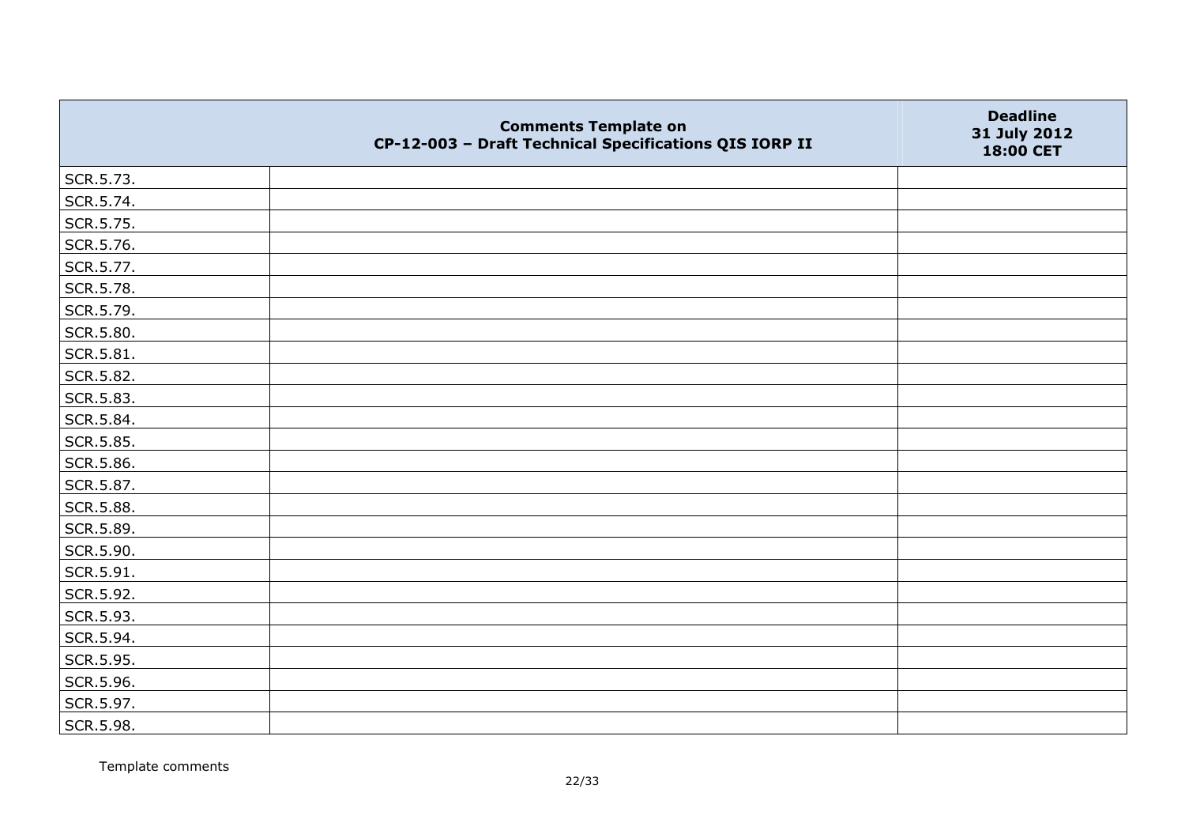| | Comments Template on CP-12-003 – Draft Technical Specifications QIS IORP II | Deadline 31 July 2012 18:00 CET |
|---|---|---|
| SCR.5.73. | | |
| SCR.5.74. | | |
| SCR.5.75. | | |
| SCR.5.76. | | |
| SCR.5.77. | | |
| SCR.5.78. | | |
| SCR.5.79. | | |
| SCR.5.80. | | |
| SCR.5.81. | | |
| SCR.5.82. | | |
| SCR.5.83. | | |
| SCR.5.84. | | |
| SCR.5.85. | | |
| SCR.5.86. | | |
| SCR.5.87. | | |
| SCR.5.88. | | |
| SCR.5.89. | | |
| SCR.5.90. | | |
| SCR.5.91. | | |
| SCR.5.92. | | |
| SCR.5.93. | | |
| SCR.5.94. | | |
| SCR.5.95. | | |
| SCR.5.96. | | |
| SCR.5.97. | | |
| SCR.5.98. | | |

Template comments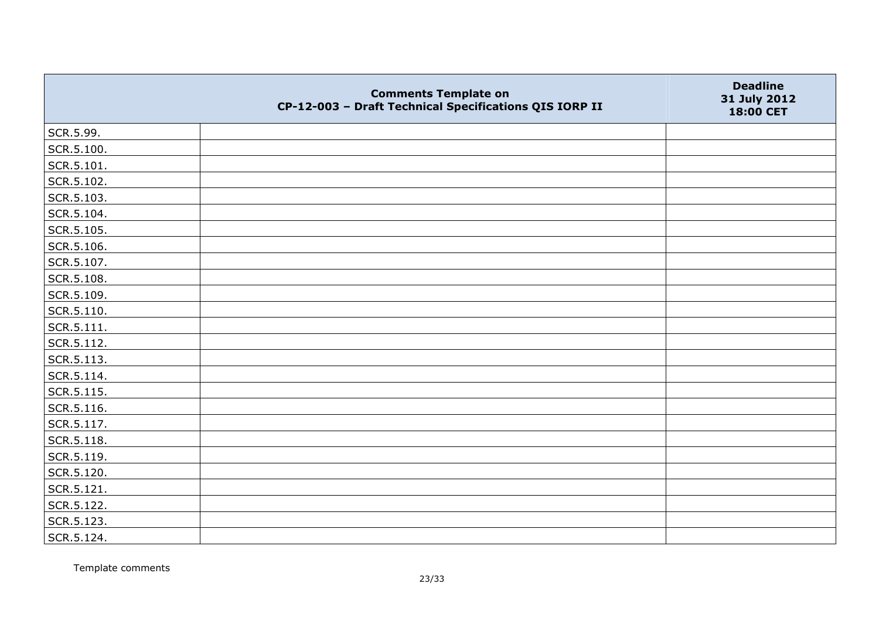| | Comments Template on CP-12-003 – Draft Technical Specifications QIS IORP II | Deadline 31 July 2012 18:00 CET |
|---|---|---|
| SCR.5.99. | | |
| SCR.5.100. | | |
| SCR.5.101. | | |
| SCR.5.102. | | |
| SCR.5.103. | | |
| SCR.5.104. | | |
| SCR.5.105. | | |
| SCR.5.106. | | |
| SCR.5.107. | | |
| SCR.5.108. | | |
| SCR.5.109. | | |
| SCR.5.110. | | |
| SCR.5.111. | | |
| SCR.5.112. | | |
| SCR.5.113. | | |
| SCR.5.114. | | |
| SCR.5.115. | | |
| SCR.5.116. | | |
| SCR.5.117. | | |
| SCR.5.118. | | |
| SCR.5.119. | | |
| SCR.5.120. | | |
| SCR.5.121. | | |
| SCR.5.122. | | |
| SCR.5.123. | | |
| SCR.5.124. | | |

Template comments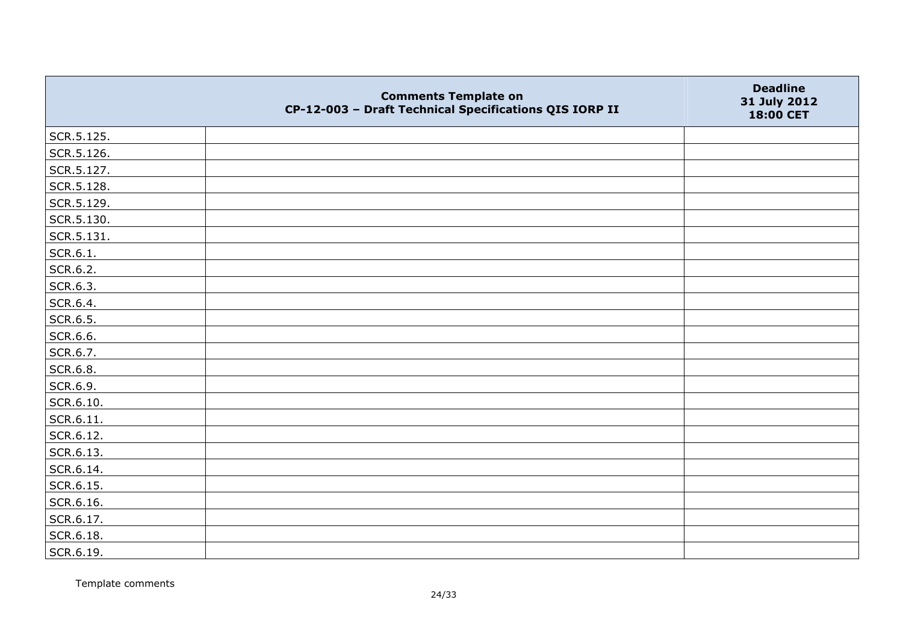| | Comments Template on CP-12-003 – Draft Technical Specifications QIS IORP II | Deadline 31 July 2012 18:00 CET |
|---|---|---|
| SCR.5.125. | | |
| SCR.5.126. | | |
| SCR.5.127. | | |
| SCR.5.128. | | |
| SCR.5.129. | | |
| SCR.5.130. | | |
| SCR.5.131. | | |
| SCR.6.1. | | |
| SCR.6.2. | | |
| SCR.6.3. | | |
| SCR.6.4. | | |
| SCR.6.5. | | |
| SCR.6.6. | | |
| SCR.6.7. | | |
| SCR.6.8. | | |
| SCR.6.9. | | |
| SCR.6.10. | | |
| SCR.6.11. | | |
| SCR.6.12. | | |
| SCR.6.13. | | |
| SCR.6.14. | | |
| SCR.6.15. | | |
| SCR.6.16. | | |
| SCR.6.17. | | |
| SCR.6.18. | | |
| SCR.6.19. | | |

Template comments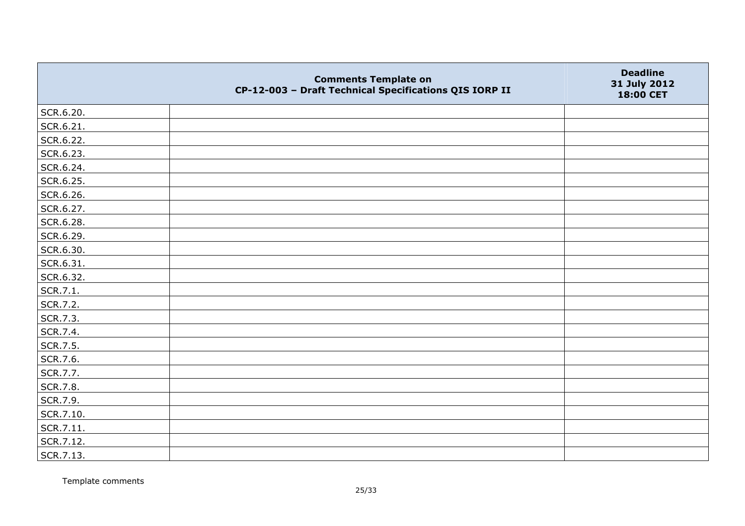| | Comments Template on CP-12-003 – Draft Technical Specifications QIS IORP II | Deadline 31 July 2012 18:00 CET |
|---|---|---|
| SCR.6.20. | | |
| SCR.6.21. | | |
| SCR.6.22. | | |
| SCR.6.23. | | |
| SCR.6.24. | | |
| SCR.6.25. | | |
| SCR.6.26. | | |
| SCR.6.27. | | |
| SCR.6.28. | | |
| SCR.6.29. | | |
| SCR.6.30. | | |
| SCR.6.31. | | |
| SCR.6.32. | | |
| SCR.7.1. | | |
| SCR.7.2. | | |
| SCR.7.3. | | |
| SCR.7.4. | | |
| SCR.7.5. | | |
| SCR.7.6. | | |
| SCR.7.7. | | |
| SCR.7.8. | | |
| SCR.7.9. | | |
| SCR.7.10. | | |
| SCR.7.11. | | |
| SCR.7.12. | | |
| SCR.7.13. | | |

Template comments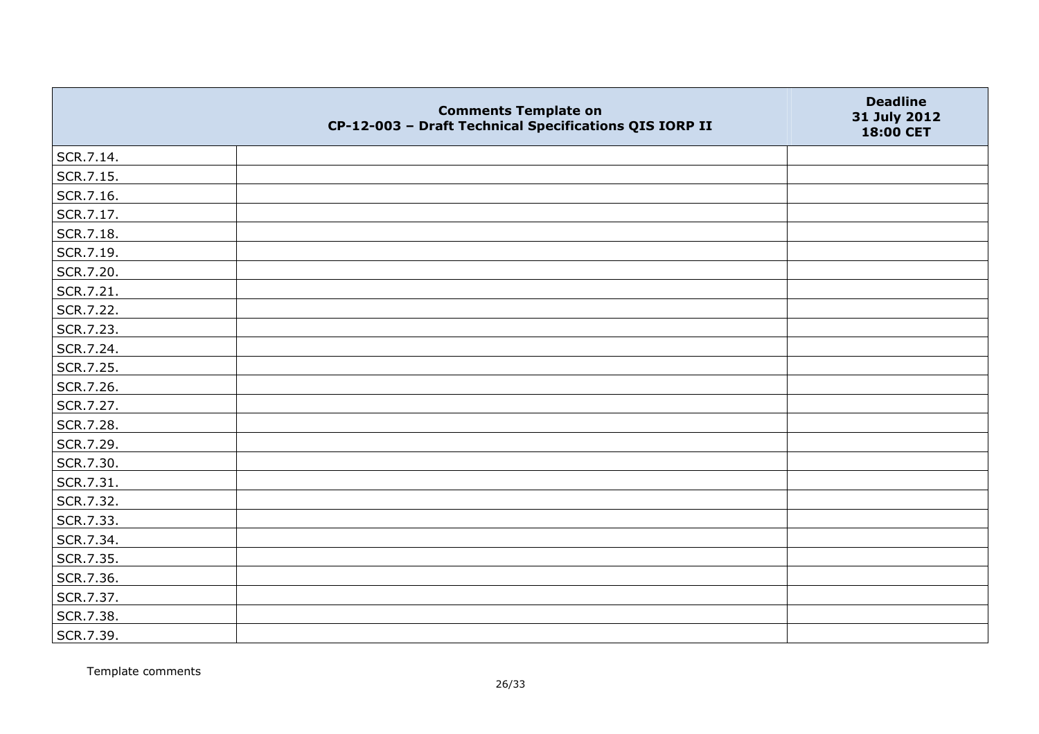|  | Comments Template on CP-12-003 – Draft Technical Specifications QIS IORP II | Deadline 31 July 2012 18:00 CET |
|---|---|---|
| SCR.7.14. |  |  |
| SCR.7.15. |  |  |
| SCR.7.16. |  |  |
| SCR.7.17. |  |  |
| SCR.7.18. |  |  |
| SCR.7.19. |  |  |
| SCR.7.20. |  |  |
| SCR.7.21. |  |  |
| SCR.7.22. |  |  |
| SCR.7.23. |  |  |
| SCR.7.24. |  |  |
| SCR.7.25. |  |  |
| SCR.7.26. |  |  |
| SCR.7.27. |  |  |
| SCR.7.28. |  |  |
| SCR.7.29. |  |  |
| SCR.7.30. |  |  |
| SCR.7.31. |  |  |
| SCR.7.32. |  |  |
| SCR.7.33. |  |  |
| SCR.7.34. |  |  |
| SCR.7.35. |  |  |
| SCR.7.36. |  |  |
| SCR.7.37. |  |  |
| SCR.7.38. |  |  |
| SCR.7.39. |  |  |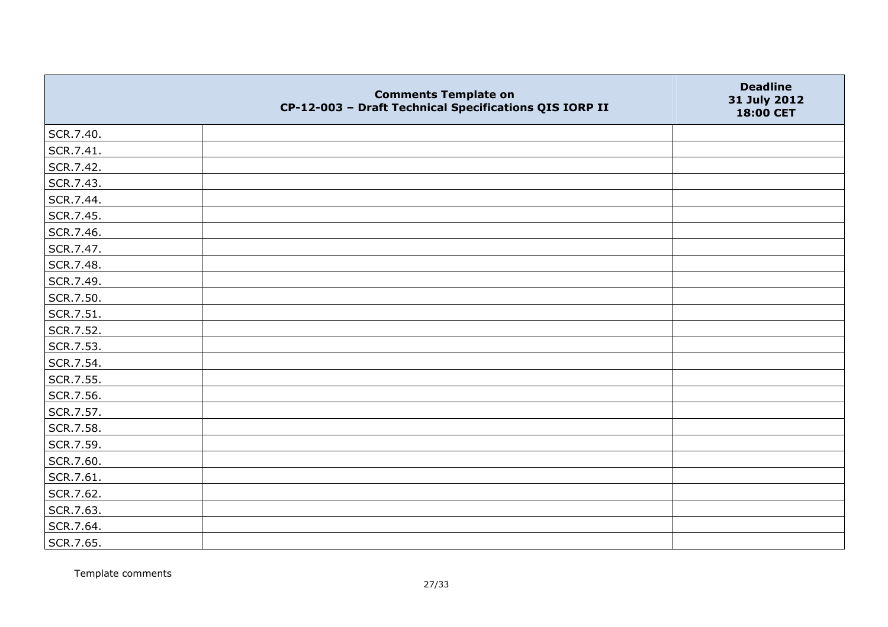| | Comments Template on CP-12-003 – Draft Technical Specifications QIS IORP II | Deadline 31 July 2012 18:00 CET |
|---|---|---|
| SCR.7.40. | | |
| SCR.7.41. | | |
| SCR.7.42. | | |
| SCR.7.43. | | |
| SCR.7.44. | | |
| SCR.7.45. | | |
| SCR.7.46. | | |
| SCR.7.47. | | |
| SCR.7.48. | | |
| SCR.7.49. | | |
| SCR.7.50. | | |
| SCR.7.51. | | |
| SCR.7.52. | | |
| SCR.7.53. | | |
| SCR.7.54. | | |
| SCR.7.55. | | |
| SCR.7.56. | | |
| SCR.7.57. | | |
| SCR.7.58. | | |
| SCR.7.59. | | |
| SCR.7.60. | | |
| SCR.7.61. | | |
| SCR.7.62. | | |
| SCR.7.63. | | |
| SCR.7.64. | | |
| SCR.7.65. | | |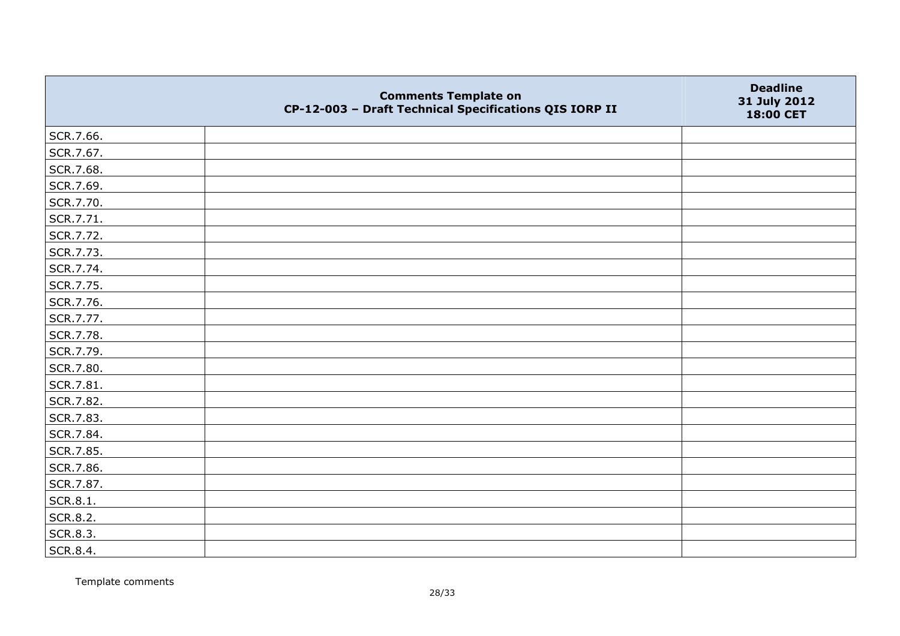| | Comments Template on CP-12-003 – Draft Technical Specifications QIS IORP II | Deadline 31 July 2012 18:00 CET |
|---|---|---|
| SCR.7.66. | | |
| SCR.7.67. | | |
| SCR.7.68. | | |
| SCR.7.69. | | |
| SCR.7.70. | | |
| SCR.7.71. | | |
| SCR.7.72. | | |
| SCR.7.73. | | |
| SCR.7.74. | | |
| SCR.7.75. | | |
| SCR.7.76. | | |
| SCR.7.77. | | |
| SCR.7.78. | | |
| SCR.7.79. | | |
| SCR.7.80. | | |
| SCR.7.81. | | |
| SCR.7.82. | | |
| SCR.7.83. | | |
| SCR.7.84. | | |
| SCR.7.85. | | |
| SCR.7.86. | | |
| SCR.7.87. | | |
| SCR.8.1. | | |
| SCR.8.2. | | |
| SCR.8.3. | | |
| SCR.8.4. | | |

Template comments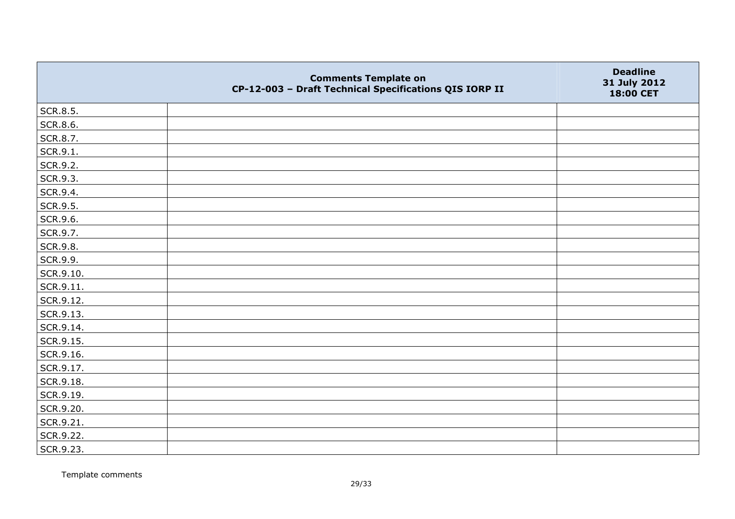| | Comments Template on CP-12-003 – Draft Technical Specifications QIS IORP II | Deadline 31 July 2012 18:00 CET |
|---|---|---|
| SCR.8.5. | | |
| SCR.8.6. | | |
| SCR.8.7. | | |
| SCR.9.1. | | |
| SCR.9.2. | | |
| SCR.9.3. | | |
| SCR.9.4. | | |
| SCR.9.5. | | |
| SCR.9.6. | | |
| SCR.9.7. | | |
| SCR.9.8. | | |
| SCR.9.9. | | |
| SCR.9.10. | | |
| SCR.9.11. | | |
| SCR.9.12. | | |
| SCR.9.13. | | |
| SCR.9.14. | | |
| SCR.9.15. | | |
| SCR.9.16. | | |
| SCR.9.17. | | |
| SCR.9.18. | | |
| SCR.9.19. | | |
| SCR.9.20. | | |
| SCR.9.21. | | |
| SCR.9.22. | | |
| SCR.9.23. | | |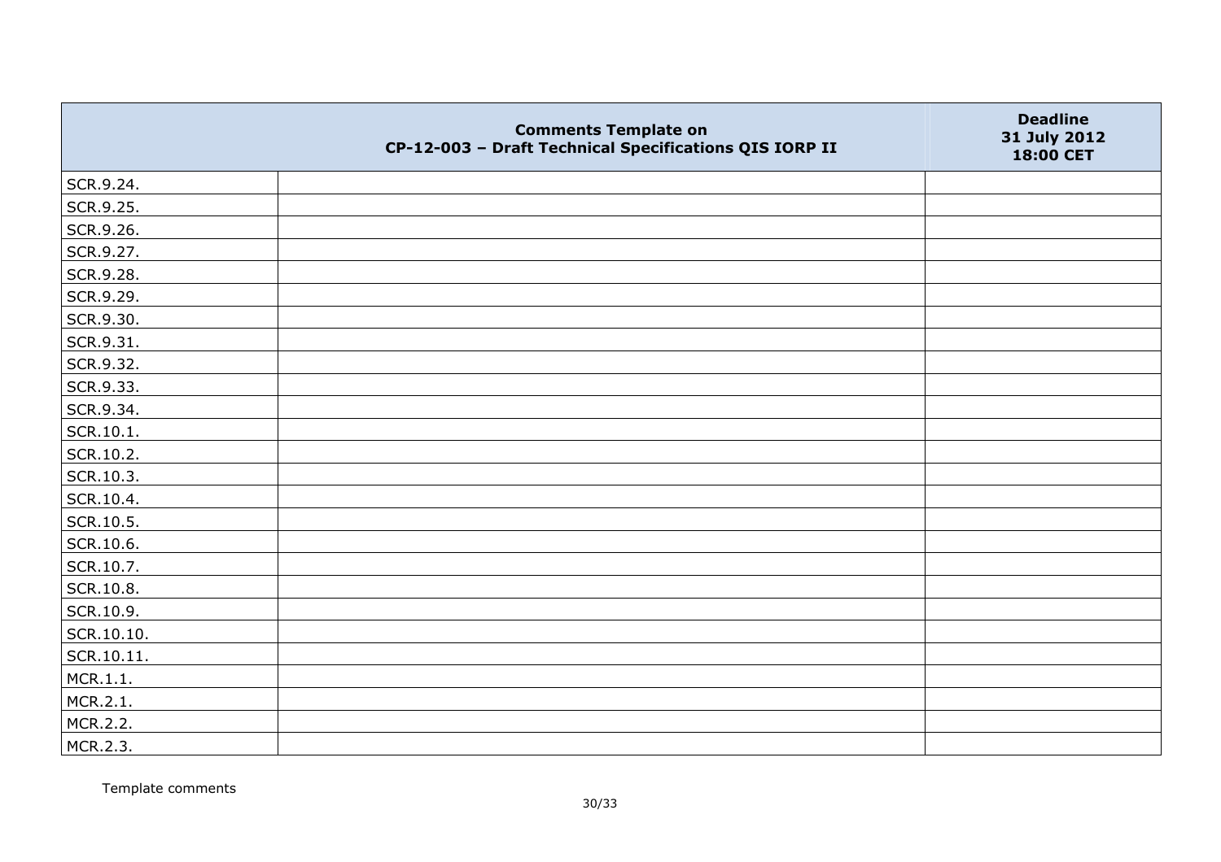| | Comments Template on CP-12-003 – Draft Technical Specifications QIS IORP II | Deadline 31 July 2012 18:00 CET |
|---|---|---|
| SCR.9.24. | | |
| SCR.9.25. | | |
| SCR.9.26. | | |
| SCR.9.27. | | |
| SCR.9.28. | | |
| SCR.9.29. | | |
| SCR.9.30. | | |
| SCR.9.31. | | |
| SCR.9.32. | | |
| SCR.9.33. | | |
| SCR.9.34. | | |
| SCR.10.1. | | |
| SCR.10.2. | | |
| SCR.10.3. | | |
| SCR.10.4. | | |
| SCR.10.5. | | |
| SCR.10.6. | | |
| SCR.10.7. | | |
| SCR.10.8. | | |
| SCR.10.9. | | |
| SCR.10.10. | | |
| SCR.10.11. | | |
| MCR.1.1. | | |
| MCR.2.1. | | |
| MCR.2.2. | | |
| MCR.2.3. | | |

Template comments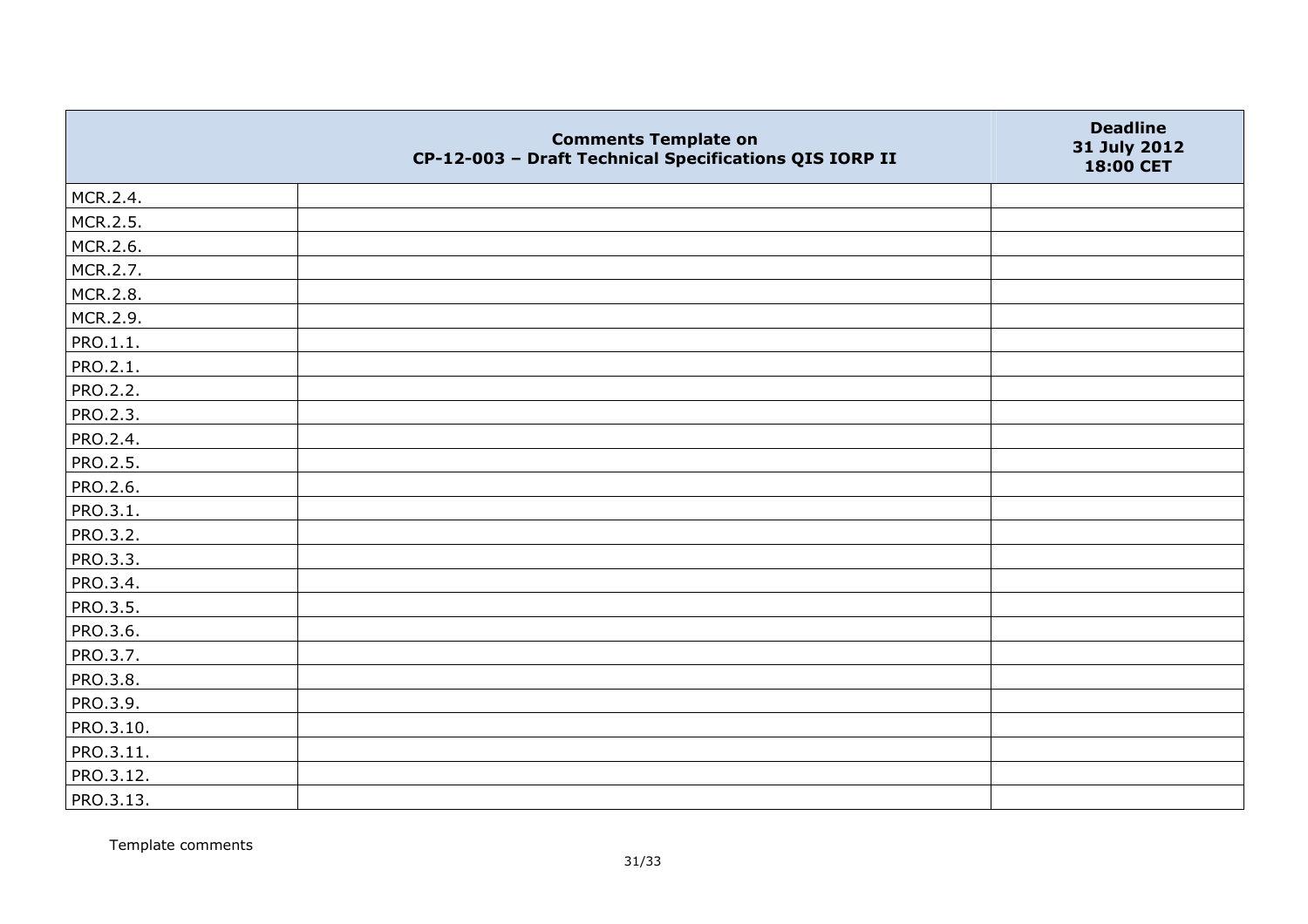| | Comments Template on CP-12-003 – Draft Technical Specifications QIS IORP II | Deadline 31 July 2012 18:00 CET |
|---|---|---|
| MCR.2.4. | | |
| MCR.2.5. | | |
| MCR.2.6. | | |
| MCR.2.7. | | |
| MCR.2.8. | | |
| MCR.2.9. | | |
| PRO.1.1. | | |
| PRO.2.1. | | |
| PRO.2.2. | | |
| PRO.2.3. | | |
| PRO.2.4. | | |
| PRO.2.5. | | |
| PRO.2.6. | | |
| PRO.3.1. | | |
| PRO.3.2. | | |
| PRO.3.3. | | |
| PRO.3.4. | | |
| PRO.3.5. | | |
| PRO.3.6. | | |
| PRO.3.7. | | |
| PRO.3.8. | | |
| PRO.3.9. | | |
| PRO.3.10. | | |
| PRO.3.11. | | |
| PRO.3.12. | | |
| PRO.3.13. | | |

Template comments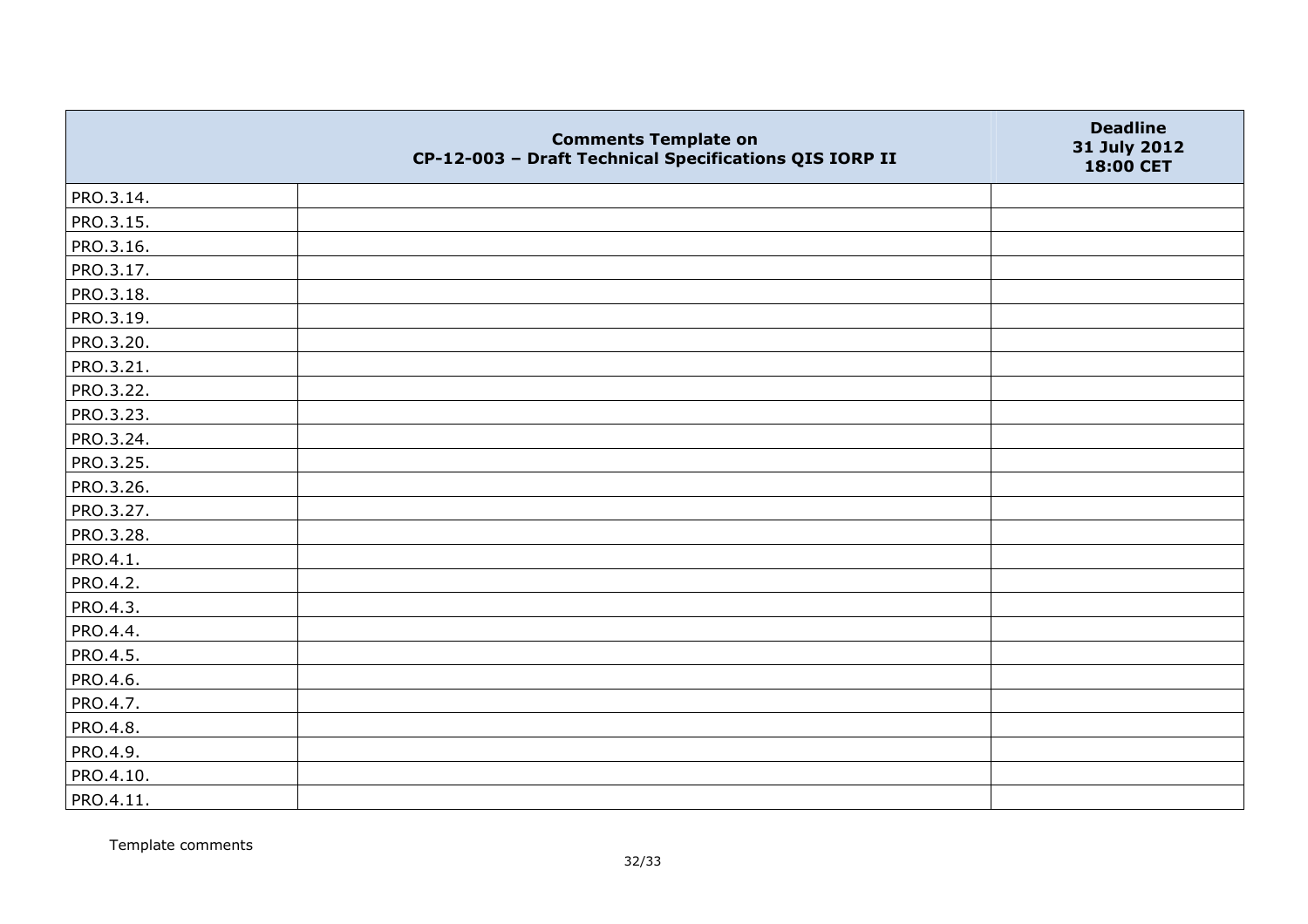| | Comments Template on CP-12-003 – Draft Technical Specifications QIS IORP II | Deadline 31 July 2012 18:00 CET |
|---|---|---|
| PRO.3.14. | | |
| PRO.3.15. | | |
| PRO.3.16. | | |
| PRO.3.17. | | |
| PRO.3.18. | | |
| PRO.3.19. | | |
| PRO.3.20. | | |
| PRO.3.21. | | |
| PRO.3.22. | | |
| PRO.3.23. | | |
| PRO.3.24. | | |
| PRO.3.25. | | |
| PRO.3.26. | | |
| PRO.3.27. | | |
| PRO.3.28. | | |
| PRO.4.1. | | |
| PRO.4.2. | | |
| PRO.4.3. | | |
| PRO.4.4. | | |
| PRO.4.5. | | |
| PRO.4.6. | | |
| PRO.4.7. | | |
| PRO.4.8. | | |
| PRO.4.9. | | |
| PRO.4.10. | | |
| PRO.4.11. | | |

Template comments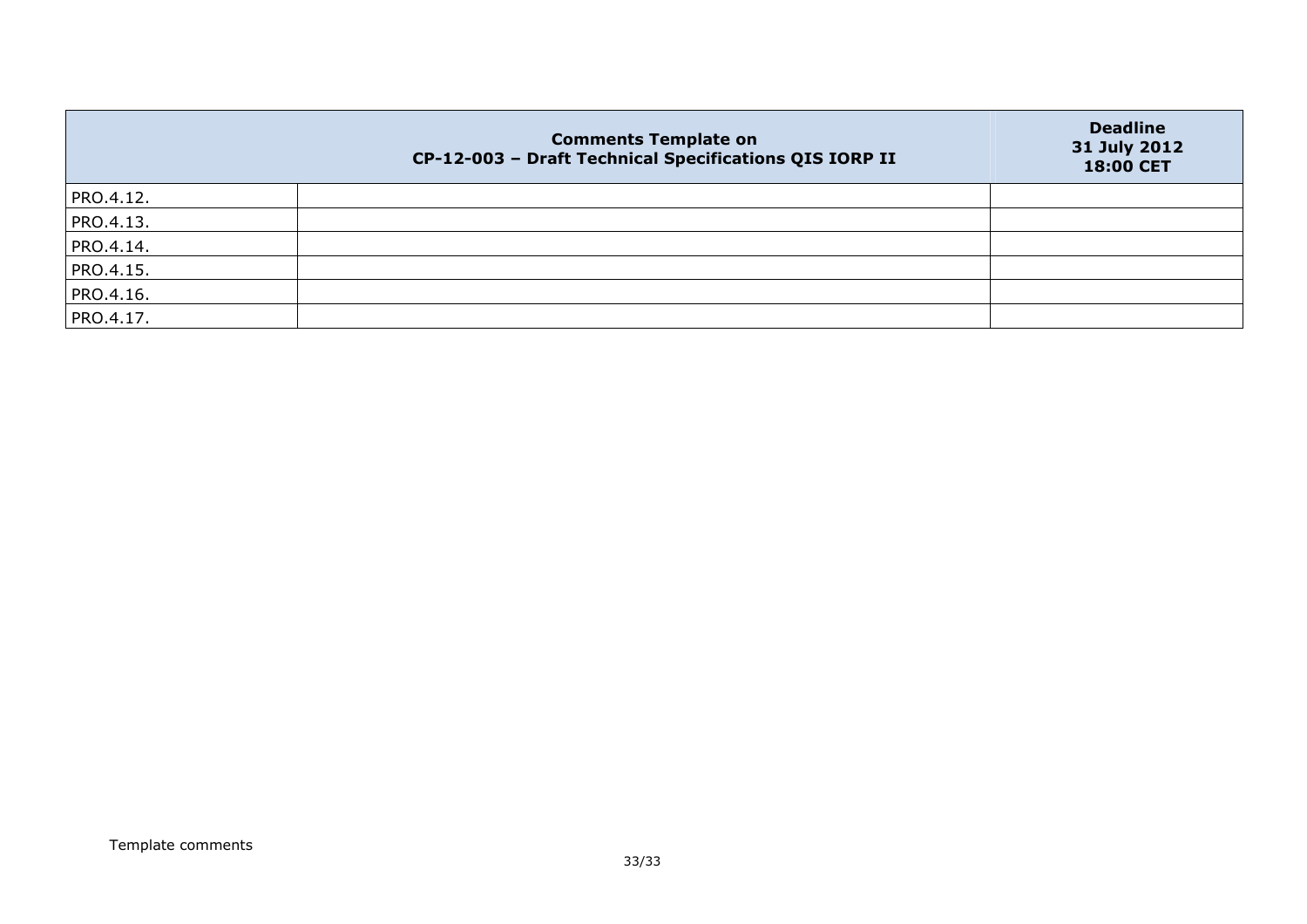| | Comments Template on<br>CP-12-003 – Draft Technical Specifications QIS IORP II | Deadline<br>31 July 2012<br>18:00 CET |
|---|---|---|
| PRO.4.12. | | |
| PRO.4.13. | | |
| PRO.4.14. | | |
| PRO.4.15. | | |
| PRO.4.16. | | |
| PRO.4.17. | | |